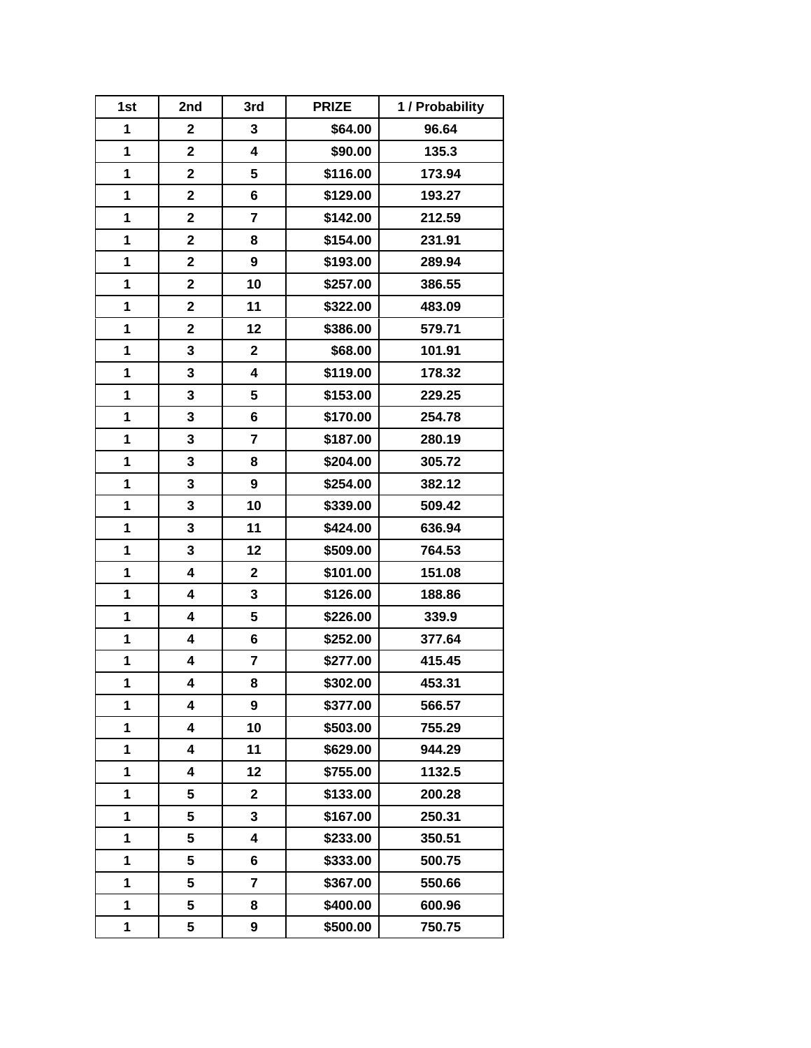| 1st | 2nd | 3rd | PRIZE | 1 / Probability |
|---|---|---|---|---|
| 1 | 2 | 3 | $64.00 | 96.64 |
| 1 | 2 | 4 | $90.00 | 135.3 |
| 1 | 2 | 5 | $116.00 | 173.94 |
| 1 | 2 | 6 | $129.00 | 193.27 |
| 1 | 2 | 7 | $142.00 | 212.59 |
| 1 | 2 | 8 | $154.00 | 231.91 |
| 1 | 2 | 9 | $193.00 | 289.94 |
| 1 | 2 | 10 | $257.00 | 386.55 |
| 1 | 2 | 11 | $322.00 | 483.09 |
| 1 | 2 | 12 | $386.00 | 579.71 |
| 1 | 3 | 2 | $68.00 | 101.91 |
| 1 | 3 | 4 | $119.00 | 178.32 |
| 1 | 3 | 5 | $153.00 | 229.25 |
| 1 | 3 | 6 | $170.00 | 254.78 |
| 1 | 3 | 7 | $187.00 | 280.19 |
| 1 | 3 | 8 | $204.00 | 305.72 |
| 1 | 3 | 9 | $254.00 | 382.12 |
| 1 | 3 | 10 | $339.00 | 509.42 |
| 1 | 3 | 11 | $424.00 | 636.94 |
| 1 | 3 | 12 | $509.00 | 764.53 |
| 1 | 4 | 2 | $101.00 | 151.08 |
| 1 | 4 | 3 | $126.00 | 188.86 |
| 1 | 4 | 5 | $226.00 | 339.9 |
| 1 | 4 | 6 | $252.00 | 377.64 |
| 1 | 4 | 7 | $277.00 | 415.45 |
| 1 | 4 | 8 | $302.00 | 453.31 |
| 1 | 4 | 9 | $377.00 | 566.57 |
| 1 | 4 | 10 | $503.00 | 755.29 |
| 1 | 4 | 11 | $629.00 | 944.29 |
| 1 | 4 | 12 | $755.00 | 1132.5 |
| 1 | 5 | 2 | $133.00 | 200.28 |
| 1 | 5 | 3 | $167.00 | 250.31 |
| 1 | 5 | 4 | $233.00 | 350.51 |
| 1 | 5 | 6 | $333.00 | 500.75 |
| 1 | 5 | 7 | $367.00 | 550.66 |
| 1 | 5 | 8 | $400.00 | 600.96 |
| 1 | 5 | 9 | $500.00 | 750.75 |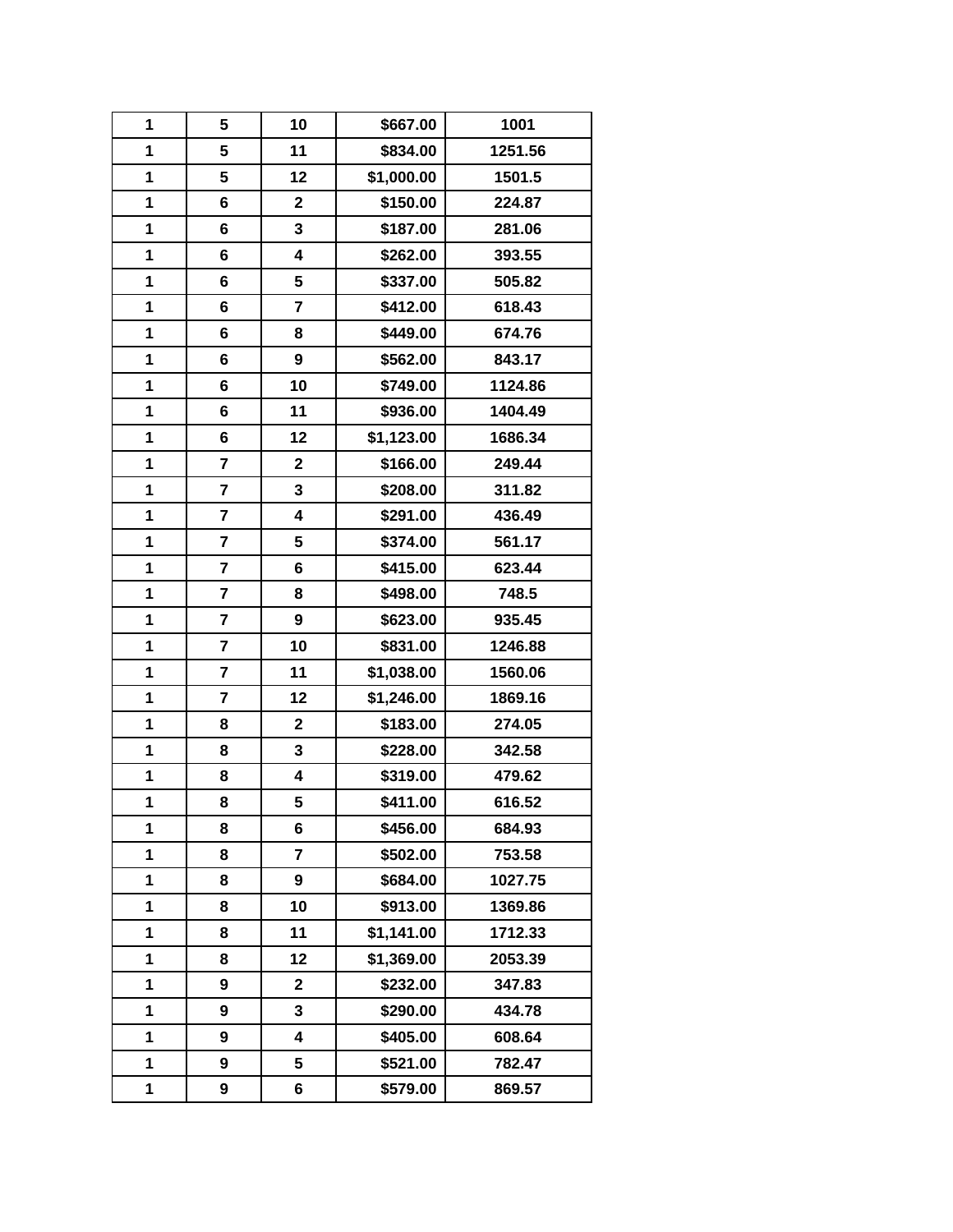| | | | | |
|---|---|---|---|---|
| 1 | 5 | 10 | $667.00 | 1001 |
| 1 | 5 | 11 | $834.00 | 1251.56 |
| 1 | 5 | 12 | $1,000.00 | 1501.5 |
| 1 | 6 | 2 | $150.00 | 224.87 |
| 1 | 6 | 3 | $187.00 | 281.06 |
| 1 | 6 | 4 | $262.00 | 393.55 |
| 1 | 6 | 5 | $337.00 | 505.82 |
| 1 | 6 | 7 | $412.00 | 618.43 |
| 1 | 6 | 8 | $449.00 | 674.76 |
| 1 | 6 | 9 | $562.00 | 843.17 |
| 1 | 6 | 10 | $749.00 | 1124.86 |
| 1 | 6 | 11 | $936.00 | 1404.49 |
| 1 | 6 | 12 | $1,123.00 | 1686.34 |
| 1 | 7 | 2 | $166.00 | 249.44 |
| 1 | 7 | 3 | $208.00 | 311.82 |
| 1 | 7 | 4 | $291.00 | 436.49 |
| 1 | 7 | 5 | $374.00 | 561.17 |
| 1 | 7 | 6 | $415.00 | 623.44 |
| 1 | 7 | 8 | $498.00 | 748.5 |
| 1 | 7 | 9 | $623.00 | 935.45 |
| 1 | 7 | 10 | $831.00 | 1246.88 |
| 1 | 7 | 11 | $1,038.00 | 1560.06 |
| 1 | 7 | 12 | $1,246.00 | 1869.16 |
| 1 | 8 | 2 | $183.00 | 274.05 |
| 1 | 8 | 3 | $228.00 | 342.58 |
| 1 | 8 | 4 | $319.00 | 479.62 |
| 1 | 8 | 5 | $411.00 | 616.52 |
| 1 | 8 | 6 | $456.00 | 684.93 |
| 1 | 8 | 7 | $502.00 | 753.58 |
| 1 | 8 | 9 | $684.00 | 1027.75 |
| 1 | 8 | 10 | $913.00 | 1369.86 |
| 1 | 8 | 11 | $1,141.00 | 1712.33 |
| 1 | 8 | 12 | $1,369.00 | 2053.39 |
| 1 | 9 | 2 | $232.00 | 347.83 |
| 1 | 9 | 3 | $290.00 | 434.78 |
| 1 | 9 | 4 | $405.00 | 608.64 |
| 1 | 9 | 5 | $521.00 | 782.47 |
| 1 | 9 | 6 | $579.00 | 869.57 |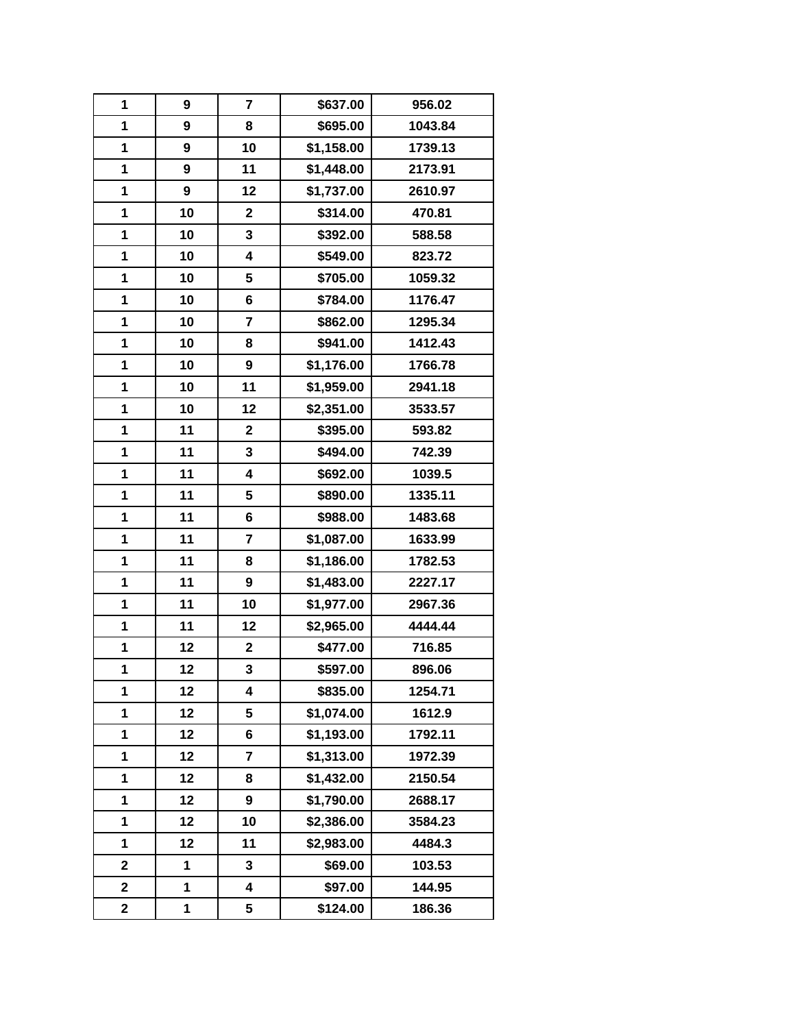| 1 | 9 | 7 | $637.00 | 956.02 |
|---|---|---|---|---|
| 1 | 9 | 8 | $695.00 | 1043.84 |
| 1 | 9 | 10 | $1,158.00 | 1739.13 |
| 1 | 9 | 11 | $1,448.00 | 2173.91 |
| 1 | 9 | 12 | $1,737.00 | 2610.97 |
| 1 | 10 | 2 | $314.00 | 470.81 |
| 1 | 10 | 3 | $392.00 | 588.58 |
| 1 | 10 | 4 | $549.00 | 823.72 |
| 1 | 10 | 5 | $705.00 | 1059.32 |
| 1 | 10 | 6 | $784.00 | 1176.47 |
| 1 | 10 | 7 | $862.00 | 1295.34 |
| 1 | 10 | 8 | $941.00 | 1412.43 |
| 1 | 10 | 9 | $1,176.00 | 1766.78 |
| 1 | 10 | 11 | $1,959.00 | 2941.18 |
| 1 | 10 | 12 | $2,351.00 | 3533.57 |
| 1 | 11 | 2 | $395.00 | 593.82 |
| 1 | 11 | 3 | $494.00 | 742.39 |
| 1 | 11 | 4 | $692.00 | 1039.5 |
| 1 | 11 | 5 | $890.00 | 1335.11 |
| 1 | 11 | 6 | $988.00 | 1483.68 |
| 1 | 11 | 7 | $1,087.00 | 1633.99 |
| 1 | 11 | 8 | $1,186.00 | 1782.53 |
| 1 | 11 | 9 | $1,483.00 | 2227.17 |
| 1 | 11 | 10 | $1,977.00 | 2967.36 |
| 1 | 11 | 12 | $2,965.00 | 4444.44 |
| 1 | 12 | 2 | $477.00 | 716.85 |
| 1 | 12 | 3 | $597.00 | 896.06 |
| 1 | 12 | 4 | $835.00 | 1254.71 |
| 1 | 12 | 5 | $1,074.00 | 1612.9 |
| 1 | 12 | 6 | $1,193.00 | 1792.11 |
| 1 | 12 | 7 | $1,313.00 | 1972.39 |
| 1 | 12 | 8 | $1,432.00 | 2150.54 |
| 1 | 12 | 9 | $1,790.00 | 2688.17 |
| 1 | 12 | 10 | $2,386.00 | 3584.23 |
| 1 | 12 | 11 | $2,983.00 | 4484.3 |
| 2 | 1 | 3 | $69.00 | 103.53 |
| 2 | 1 | 4 | $97.00 | 144.95 |
| 2 | 1 | 5 | $124.00 | 186.36 |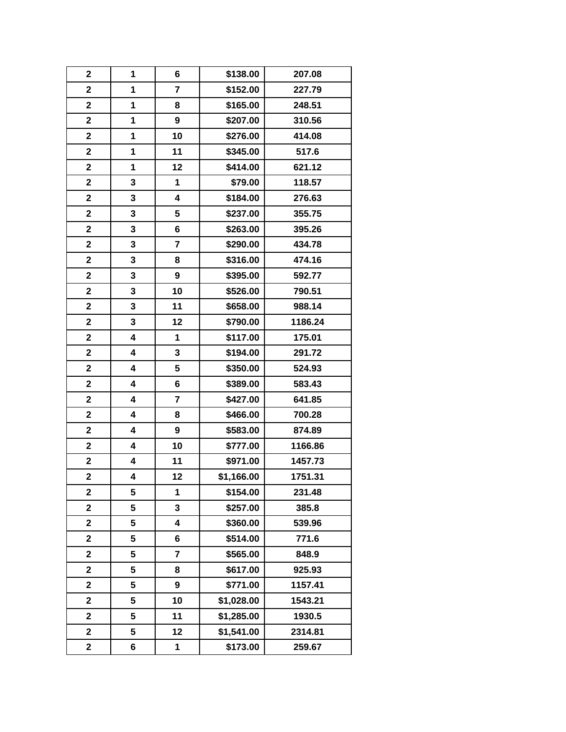| 2 | 1 | 6 | $138.00 | 207.08 |
|---|---|---|---|---|
| 2 | 1 | 7 | $152.00 | 227.79 |
| 2 | 1 | 8 | $165.00 | 248.51 |
| 2 | 1 | 9 | $207.00 | 310.56 |
| 2 | 1 | 10 | $276.00 | 414.08 |
| 2 | 1 | 11 | $345.00 | 517.6 |
| 2 | 1 | 12 | $414.00 | 621.12 |
| 2 | 3 | 1 | $79.00 | 118.57 |
| 2 | 3 | 4 | $184.00 | 276.63 |
| 2 | 3 | 5 | $237.00 | 355.75 |
| 2 | 3 | 6 | $263.00 | 395.26 |
| 2 | 3 | 7 | $290.00 | 434.78 |
| 2 | 3 | 8 | $316.00 | 474.16 |
| 2 | 3 | 9 | $395.00 | 592.77 |
| 2 | 3 | 10 | $526.00 | 790.51 |
| 2 | 3 | 11 | $658.00 | 988.14 |
| 2 | 3 | 12 | $790.00 | 1186.24 |
| 2 | 4 | 1 | $117.00 | 175.01 |
| 2 | 4 | 3 | $194.00 | 291.72 |
| 2 | 4 | 5 | $350.00 | 524.93 |
| 2 | 4 | 6 | $389.00 | 583.43 |
| 2 | 4 | 7 | $427.00 | 641.85 |
| 2 | 4 | 8 | $466.00 | 700.28 |
| 2 | 4 | 9 | $583.00 | 874.89 |
| 2 | 4 | 10 | $777.00 | 1166.86 |
| 2 | 4 | 11 | $971.00 | 1457.73 |
| 2 | 4 | 12 | $1,166.00 | 1751.31 |
| 2 | 5 | 1 | $154.00 | 231.48 |
| 2 | 5 | 3 | $257.00 | 385.8 |
| 2 | 5 | 4 | $360.00 | 539.96 |
| 2 | 5 | 6 | $514.00 | 771.6 |
| 2 | 5 | 7 | $565.00 | 848.9 |
| 2 | 5 | 8 | $617.00 | 925.93 |
| 2 | 5 | 9 | $771.00 | 1157.41 |
| 2 | 5 | 10 | $1,028.00 | 1543.21 |
| 2 | 5 | 11 | $1,285.00 | 1930.5 |
| 2 | 5 | 12 | $1,541.00 | 2314.81 |
| 2 | 6 | 1 | $173.00 | 259.67 |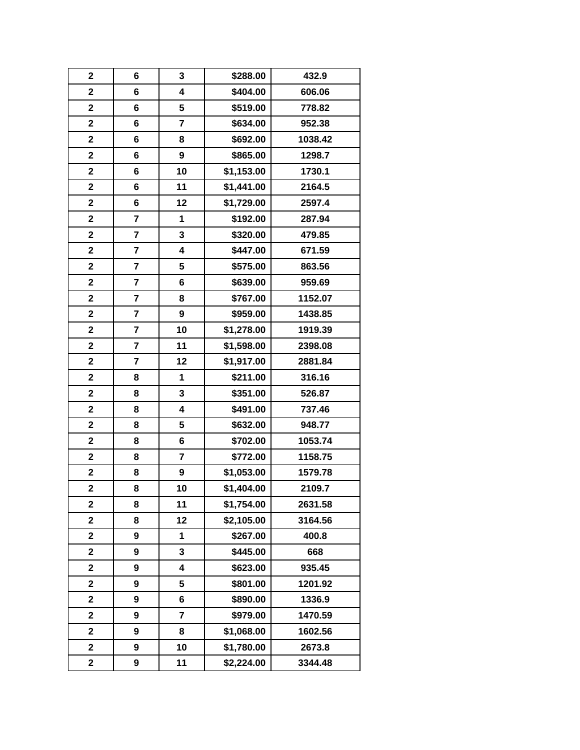| 2 | 6 | 3 | $288.00 | 432.9 |
|---|---|---|---|---|
| 2 | 6 | 4 | $404.00 | 606.06 |
| 2 | 6 | 5 | $519.00 | 778.82 |
| 2 | 6 | 7 | $634.00 | 952.38 |
| 2 | 6 | 8 | $692.00 | 1038.42 |
| 2 | 6 | 9 | $865.00 | 1298.7 |
| 2 | 6 | 10 | $1,153.00 | 1730.1 |
| 2 | 6 | 11 | $1,441.00 | 2164.5 |
| 2 | 6 | 12 | $1,729.00 | 2597.4 |
| 2 | 7 | 1 | $192.00 | 287.94 |
| 2 | 7 | 3 | $320.00 | 479.85 |
| 2 | 7 | 4 | $447.00 | 671.59 |
| 2 | 7 | 5 | $575.00 | 863.56 |
| 2 | 7 | 6 | $639.00 | 959.69 |
| 2 | 7 | 8 | $767.00 | 1152.07 |
| 2 | 7 | 9 | $959.00 | 1438.85 |
| 2 | 7 | 10 | $1,278.00 | 1919.39 |
| 2 | 7 | 11 | $1,598.00 | 2398.08 |
| 2 | 7 | 12 | $1,917.00 | 2881.84 |
| 2 | 8 | 1 | $211.00 | 316.16 |
| 2 | 8 | 3 | $351.00 | 526.87 |
| 2 | 8 | 4 | $491.00 | 737.46 |
| 2 | 8 | 5 | $632.00 | 948.77 |
| 2 | 8 | 6 | $702.00 | 1053.74 |
| 2 | 8 | 7 | $772.00 | 1158.75 |
| 2 | 8 | 9 | $1,053.00 | 1579.78 |
| 2 | 8 | 10 | $1,404.00 | 2109.7 |
| 2 | 8 | 11 | $1,754.00 | 2631.58 |
| 2 | 8 | 12 | $2,105.00 | 3164.56 |
| 2 | 9 | 1 | $267.00 | 400.8 |
| 2 | 9 | 3 | $445.00 | 668 |
| 2 | 9 | 4 | $623.00 | 935.45 |
| 2 | 9 | 5 | $801.00 | 1201.92 |
| 2 | 9 | 6 | $890.00 | 1336.9 |
| 2 | 9 | 7 | $979.00 | 1470.59 |
| 2 | 9 | 8 | $1,068.00 | 1602.56 |
| 2 | 9 | 10 | $1,780.00 | 2673.8 |
| 2 | 9 | 11 | $2,224.00 | 3344.48 |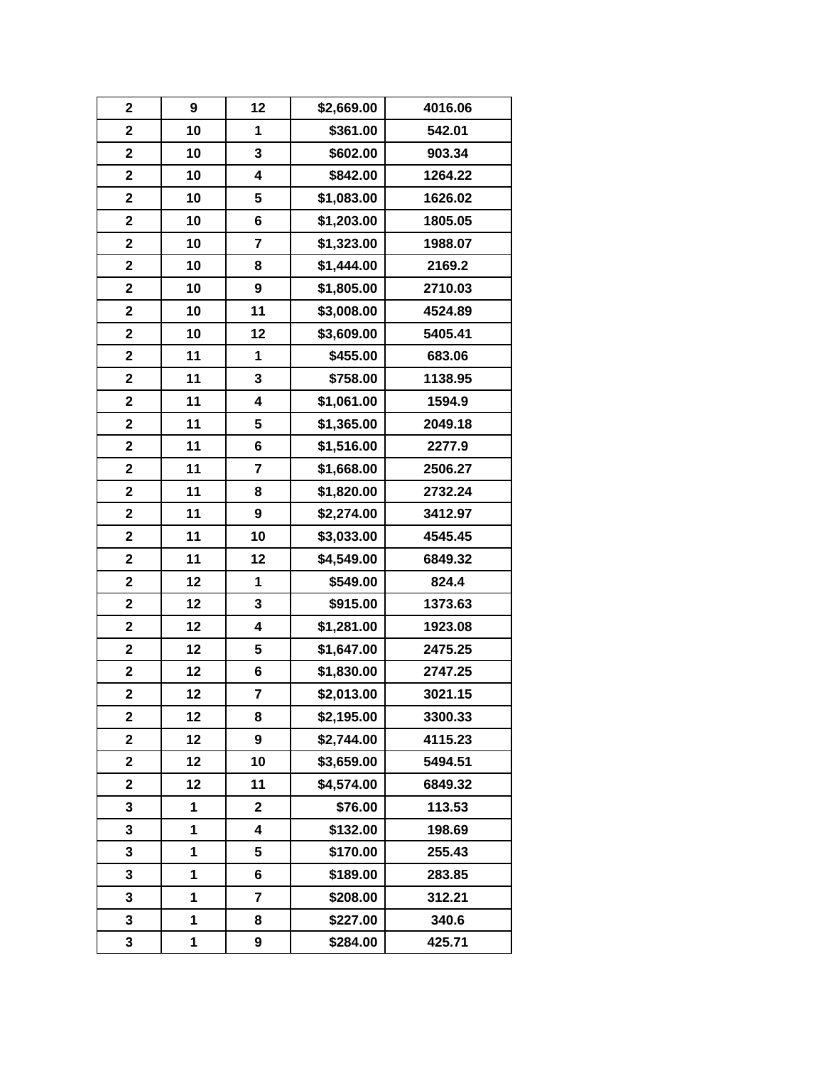| | | | | |
|---|---|---|---|---|
| 2 | 9 | 12 | $2,669.00 | 4016.06 |
| 2 | 10 | 1 | $361.00 | 542.01 |
| 2 | 10 | 3 | $602.00 | 903.34 |
| 2 | 10 | 4 | $842.00 | 1264.22 |
| 2 | 10 | 5 | $1,083.00 | 1626.02 |
| 2 | 10 | 6 | $1,203.00 | 1805.05 |
| 2 | 10 | 7 | $1,323.00 | 1988.07 |
| 2 | 10 | 8 | $1,444.00 | 2169.2 |
| 2 | 10 | 9 | $1,805.00 | 2710.03 |
| 2 | 10 | 11 | $3,008.00 | 4524.89 |
| 2 | 10 | 12 | $3,609.00 | 5405.41 |
| 2 | 11 | 1 | $455.00 | 683.06 |
| 2 | 11 | 3 | $758.00 | 1138.95 |
| 2 | 11 | 4 | $1,061.00 | 1594.9 |
| 2 | 11 | 5 | $1,365.00 | 2049.18 |
| 2 | 11 | 6 | $1,516.00 | 2277.9 |
| 2 | 11 | 7 | $1,668.00 | 2506.27 |
| 2 | 11 | 8 | $1,820.00 | 2732.24 |
| 2 | 11 | 9 | $2,274.00 | 3412.97 |
| 2 | 11 | 10 | $3,033.00 | 4545.45 |
| 2 | 11 | 12 | $4,549.00 | 6849.32 |
| 2 | 12 | 1 | $549.00 | 824.4 |
| 2 | 12 | 3 | $915.00 | 1373.63 |
| 2 | 12 | 4 | $1,281.00 | 1923.08 |
| 2 | 12 | 5 | $1,647.00 | 2475.25 |
| 2 | 12 | 6 | $1,830.00 | 2747.25 |
| 2 | 12 | 7 | $2,013.00 | 3021.15 |
| 2 | 12 | 8 | $2,195.00 | 3300.33 |
| 2 | 12 | 9 | $2,744.00 | 4115.23 |
| 2 | 12 | 10 | $3,659.00 | 5494.51 |
| 2 | 12 | 11 | $4,574.00 | 6849.32 |
| 3 | 1 | 2 | $76.00 | 113.53 |
| 3 | 1 | 4 | $132.00 | 198.69 |
| 3 | 1 | 5 | $170.00 | 255.43 |
| 3 | 1 | 6 | $189.00 | 283.85 |
| 3 | 1 | 7 | $208.00 | 312.21 |
| 3 | 1 | 8 | $227.00 | 340.6 |
| 3 | 1 | 9 | $284.00 | 425.71 |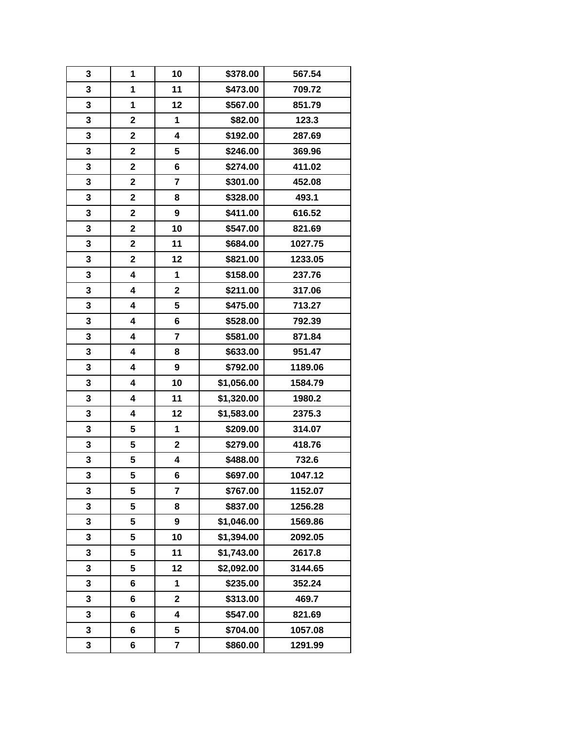| 3 | 1 | 10 | $378.00 | 567.54 |
|---|---|---|---|---|
| 3 | 1 | 11 | $473.00 | 709.72 |
| 3 | 1 | 12 | $567.00 | 851.79 |
| 3 | 2 | 1 | $82.00 | 123.3 |
| 3 | 2 | 4 | $192.00 | 287.69 |
| 3 | 2 | 5 | $246.00 | 369.96 |
| 3 | 2 | 6 | $274.00 | 411.02 |
| 3 | 2 | 7 | $301.00 | 452.08 |
| 3 | 2 | 8 | $328.00 | 493.1 |
| 3 | 2 | 9 | $411.00 | 616.52 |
| 3 | 2 | 10 | $547.00 | 821.69 |
| 3 | 2 | 11 | $684.00 | 1027.75 |
| 3 | 2 | 12 | $821.00 | 1233.05 |
| 3 | 4 | 1 | $158.00 | 237.76 |
| 3 | 4 | 2 | $211.00 | 317.06 |
| 3 | 4 | 5 | $475.00 | 713.27 |
| 3 | 4 | 6 | $528.00 | 792.39 |
| 3 | 4 | 7 | $581.00 | 871.84 |
| 3 | 4 | 8 | $633.00 | 951.47 |
| 3 | 4 | 9 | $792.00 | 1189.06 |
| 3 | 4 | 10 | $1,056.00 | 1584.79 |
| 3 | 4 | 11 | $1,320.00 | 1980.2 |
| 3 | 4 | 12 | $1,583.00 | 2375.3 |
| 3 | 5 | 1 | $209.00 | 314.07 |
| 3 | 5 | 2 | $279.00 | 418.76 |
| 3 | 5 | 4 | $488.00 | 732.6 |
| 3 | 5 | 6 | $697.00 | 1047.12 |
| 3 | 5 | 7 | $767.00 | 1152.07 |
| 3 | 5 | 8 | $837.00 | 1256.28 |
| 3 | 5 | 9 | $1,046.00 | 1569.86 |
| 3 | 5 | 10 | $1,394.00 | 2092.05 |
| 3 | 5 | 11 | $1,743.00 | 2617.8 |
| 3 | 5 | 12 | $2,092.00 | 3144.65 |
| 3 | 6 | 1 | $235.00 | 352.24 |
| 3 | 6 | 2 | $313.00 | 469.7 |
| 3 | 6 | 4 | $547.00 | 821.69 |
| 3 | 6 | 5 | $704.00 | 1057.08 |
| 3 | 6 | 7 | $860.00 | 1291.99 |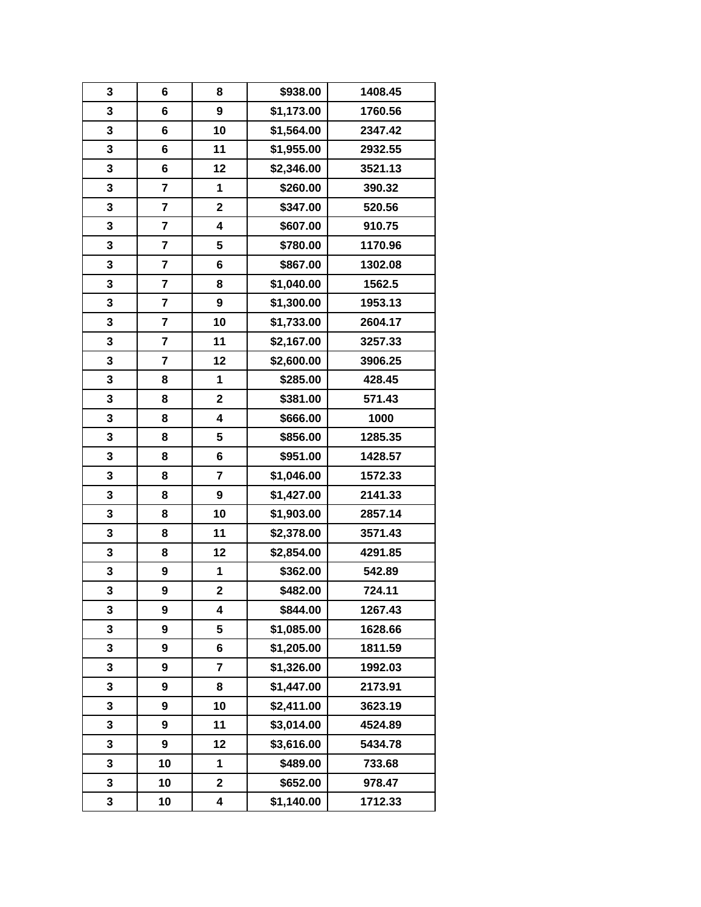| | | | | |
|---|---|---|---|---|
| 3 | 6 | 8 | $938.00 | 1408.45 |
| 3 | 6 | 9 | $1,173.00 | 1760.56 |
| 3 | 6 | 10 | $1,564.00 | 2347.42 |
| 3 | 6 | 11 | $1,955.00 | 2932.55 |
| 3 | 6 | 12 | $2,346.00 | 3521.13 |
| 3 | 7 | 1 | $260.00 | 390.32 |
| 3 | 7 | 2 | $347.00 | 520.56 |
| 3 | 7 | 4 | $607.00 | 910.75 |
| 3 | 7 | 5 | $780.00 | 1170.96 |
| 3 | 7 | 6 | $867.00 | 1302.08 |
| 3 | 7 | 8 | $1,040.00 | 1562.5 |
| 3 | 7 | 9 | $1,300.00 | 1953.13 |
| 3 | 7 | 10 | $1,733.00 | 2604.17 |
| 3 | 7 | 11 | $2,167.00 | 3257.33 |
| 3 | 7 | 12 | $2,600.00 | 3906.25 |
| 3 | 8 | 1 | $285.00 | 428.45 |
| 3 | 8 | 2 | $381.00 | 571.43 |
| 3 | 8 | 4 | $666.00 | 1000 |
| 3 | 8 | 5 | $856.00 | 1285.35 |
| 3 | 8 | 6 | $951.00 | 1428.57 |
| 3 | 8 | 7 | $1,046.00 | 1572.33 |
| 3 | 8 | 9 | $1,427.00 | 2141.33 |
| 3 | 8 | 10 | $1,903.00 | 2857.14 |
| 3 | 8 | 11 | $2,378.00 | 3571.43 |
| 3 | 8 | 12 | $2,854.00 | 4291.85 |
| 3 | 9 | 1 | $362.00 | 542.89 |
| 3 | 9 | 2 | $482.00 | 724.11 |
| 3 | 9 | 4 | $844.00 | 1267.43 |
| 3 | 9 | 5 | $1,085.00 | 1628.66 |
| 3 | 9 | 6 | $1,205.00 | 1811.59 |
| 3 | 9 | 7 | $1,326.00 | 1992.03 |
| 3 | 9 | 8 | $1,447.00 | 2173.91 |
| 3 | 9 | 10 | $2,411.00 | 3623.19 |
| 3 | 9 | 11 | $3,014.00 | 4524.89 |
| 3 | 9 | 12 | $3,616.00 | 5434.78 |
| 3 | 10 | 1 | $489.00 | 733.68 |
| 3 | 10 | 2 | $652.00 | 978.47 |
| 3 | 10 | 4 | $1,140.00 | 1712.33 |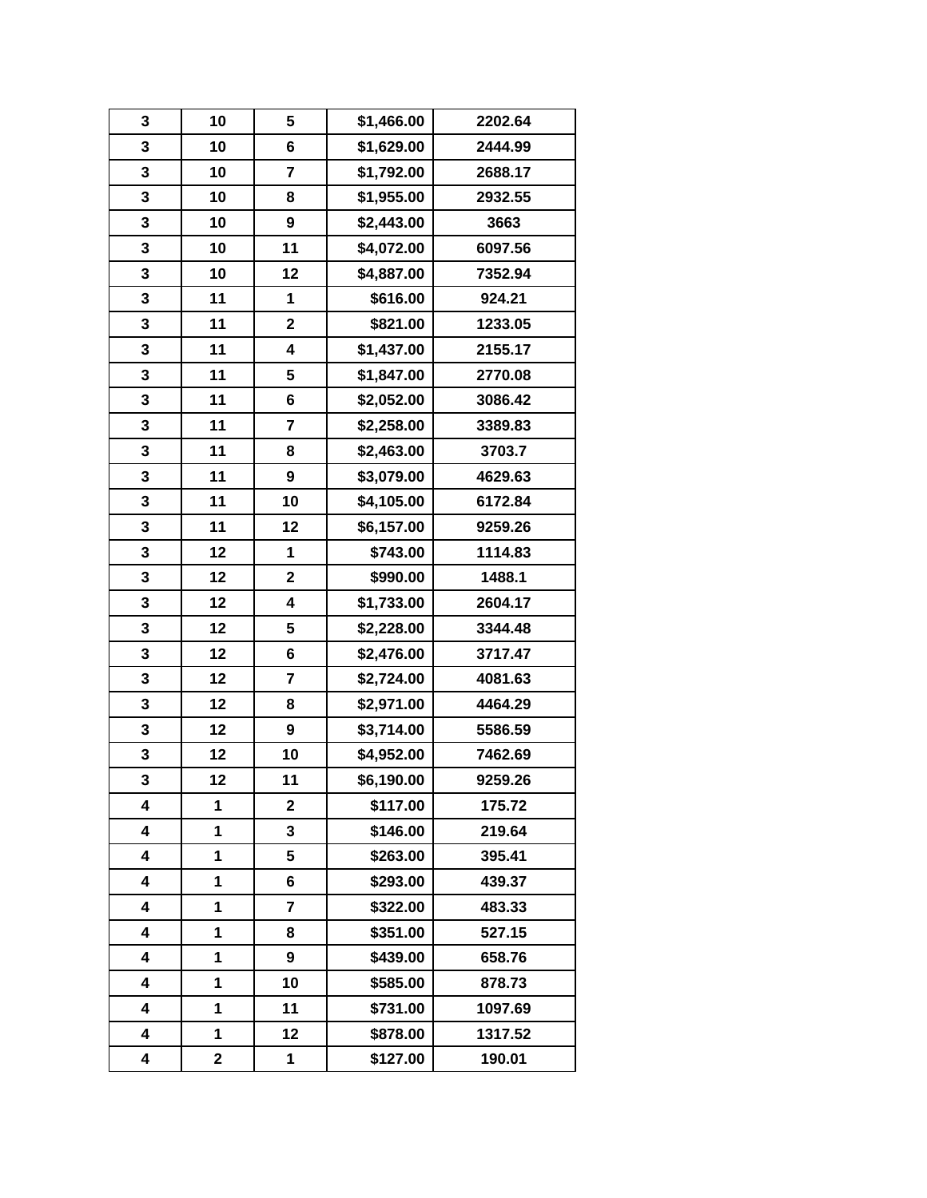| 3 | 10 | 5 | $1,466.00 | 2202.64 |
|---|---|---|---|---|
| 3 | 10 | 6 | $1,629.00 | 2444.99 |
| 3 | 10 | 7 | $1,792.00 | 2688.17 |
| 3 | 10 | 8 | $1,955.00 | 2932.55 |
| 3 | 10 | 9 | $2,443.00 | 3663 |
| 3 | 10 | 11 | $4,072.00 | 6097.56 |
| 3 | 10 | 12 | $4,887.00 | 7352.94 |
| 3 | 11 | 1 | $616.00 | 924.21 |
| 3 | 11 | 2 | $821.00 | 1233.05 |
| 3 | 11 | 4 | $1,437.00 | 2155.17 |
| 3 | 11 | 5 | $1,847.00 | 2770.08 |
| 3 | 11 | 6 | $2,052.00 | 3086.42 |
| 3 | 11 | 7 | $2,258.00 | 3389.83 |
| 3 | 11 | 8 | $2,463.00 | 3703.7 |
| 3 | 11 | 9 | $3,079.00 | 4629.63 |
| 3 | 11 | 10 | $4,105.00 | 6172.84 |
| 3 | 11 | 12 | $6,157.00 | 9259.26 |
| 3 | 12 | 1 | $743.00 | 1114.83 |
| 3 | 12 | 2 | $990.00 | 1488.1 |
| 3 | 12 | 4 | $1,733.00 | 2604.17 |
| 3 | 12 | 5 | $2,228.00 | 3344.48 |
| 3 | 12 | 6 | $2,476.00 | 3717.47 |
| 3 | 12 | 7 | $2,724.00 | 4081.63 |
| 3 | 12 | 8 | $2,971.00 | 4464.29 |
| 3 | 12 | 9 | $3,714.00 | 5586.59 |
| 3 | 12 | 10 | $4,952.00 | 7462.69 |
| 3 | 12 | 11 | $6,190.00 | 9259.26 |
| 4 | 1 | 2 | $117.00 | 175.72 |
| 4 | 1 | 3 | $146.00 | 219.64 |
| 4 | 1 | 5 | $263.00 | 395.41 |
| 4 | 1 | 6 | $293.00 | 439.37 |
| 4 | 1 | 7 | $322.00 | 483.33 |
| 4 | 1 | 8 | $351.00 | 527.15 |
| 4 | 1 | 9 | $439.00 | 658.76 |
| 4 | 1 | 10 | $585.00 | 878.73 |
| 4 | 1 | 11 | $731.00 | 1097.69 |
| 4 | 1 | 12 | $878.00 | 1317.52 |
| 4 | 2 | 1 | $127.00 | 190.01 |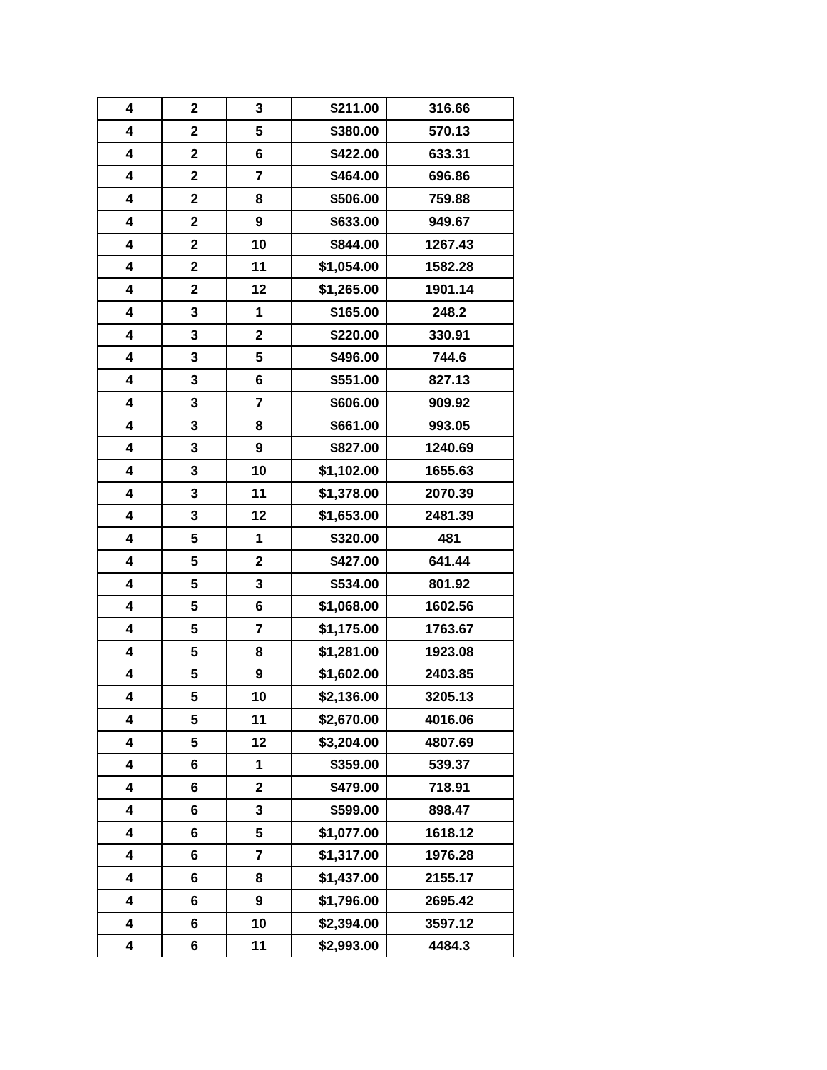| 4 | 2 | 3 | $211.00 | 316.66 |
|---|---|---|---|---|
| 4 | 2 | 5 | $380.00 | 570.13 |
| 4 | 2 | 6 | $422.00 | 633.31 |
| 4 | 2 | 7 | $464.00 | 696.86 |
| 4 | 2 | 8 | $506.00 | 759.88 |
| 4 | 2 | 9 | $633.00 | 949.67 |
| 4 | 2 | 10 | $844.00 | 1267.43 |
| 4 | 2 | 11 | $1,054.00 | 1582.28 |
| 4 | 2 | 12 | $1,265.00 | 1901.14 |
| 4 | 3 | 1 | $165.00 | 248.2 |
| 4 | 3 | 2 | $220.00 | 330.91 |
| 4 | 3 | 5 | $496.00 | 744.6 |
| 4 | 3 | 6 | $551.00 | 827.13 |
| 4 | 3 | 7 | $606.00 | 909.92 |
| 4 | 3 | 8 | $661.00 | 993.05 |
| 4 | 3 | 9 | $827.00 | 1240.69 |
| 4 | 3 | 10 | $1,102.00 | 1655.63 |
| 4 | 3 | 11 | $1,378.00 | 2070.39 |
| 4 | 3 | 12 | $1,653.00 | 2481.39 |
| 4 | 5 | 1 | $320.00 | 481 |
| 4 | 5 | 2 | $427.00 | 641.44 |
| 4 | 5 | 3 | $534.00 | 801.92 |
| 4 | 5 | 6 | $1,068.00 | 1602.56 |
| 4 | 5 | 7 | $1,175.00 | 1763.67 |
| 4 | 5 | 8 | $1,281.00 | 1923.08 |
| 4 | 5 | 9 | $1,602.00 | 2403.85 |
| 4 | 5 | 10 | $2,136.00 | 3205.13 |
| 4 | 5 | 11 | $2,670.00 | 4016.06 |
| 4 | 5 | 12 | $3,204.00 | 4807.69 |
| 4 | 6 | 1 | $359.00 | 539.37 |
| 4 | 6 | 2 | $479.00 | 718.91 |
| 4 | 6 | 3 | $599.00 | 898.47 |
| 4 | 6 | 5 | $1,077.00 | 1618.12 |
| 4 | 6 | 7 | $1,317.00 | 1976.28 |
| 4 | 6 | 8 | $1,437.00 | 2155.17 |
| 4 | 6 | 9 | $1,796.00 | 2695.42 |
| 4 | 6 | 10 | $2,394.00 | 3597.12 |
| 4 | 6 | 11 | $2,993.00 | 4484.3 |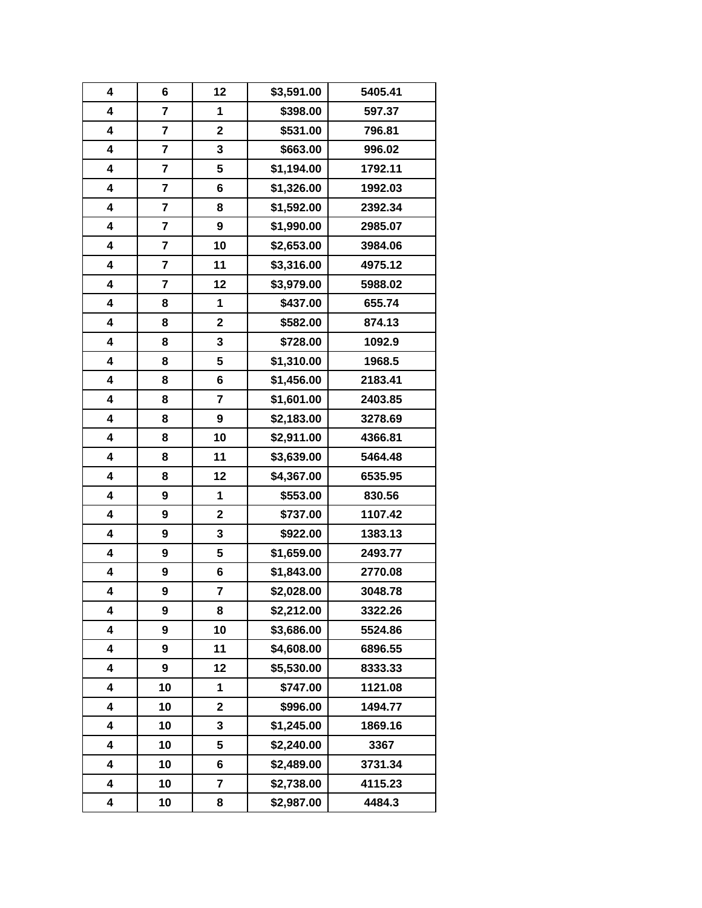| 4 | 6 | 12 | $3,591.00 | 5405.41 |
|---|---|---|---|---|
| 4 | 7 | 1 | $398.00 | 597.37 |
| 4 | 7 | 2 | $531.00 | 796.81 |
| 4 | 7 | 3 | $663.00 | 996.02 |
| 4 | 7 | 5 | $1,194.00 | 1792.11 |
| 4 | 7 | 6 | $1,326.00 | 1992.03 |
| 4 | 7 | 8 | $1,592.00 | 2392.34 |
| 4 | 7 | 9 | $1,990.00 | 2985.07 |
| 4 | 7 | 10 | $2,653.00 | 3984.06 |
| 4 | 7 | 11 | $3,316.00 | 4975.12 |
| 4 | 7 | 12 | $3,979.00 | 5988.02 |
| 4 | 8 | 1 | $437.00 | 655.74 |
| 4 | 8 | 2 | $582.00 | 874.13 |
| 4 | 8 | 3 | $728.00 | 1092.9 |
| 4 | 8 | 5 | $1,310.00 | 1968.5 |
| 4 | 8 | 6 | $1,456.00 | 2183.41 |
| 4 | 8 | 7 | $1,601.00 | 2403.85 |
| 4 | 8 | 9 | $2,183.00 | 3278.69 |
| 4 | 8 | 10 | $2,911.00 | 4366.81 |
| 4 | 8 | 11 | $3,639.00 | 5464.48 |
| 4 | 8 | 12 | $4,367.00 | 6535.95 |
| 4 | 9 | 1 | $553.00 | 830.56 |
| 4 | 9 | 2 | $737.00 | 1107.42 |
| 4 | 9 | 3 | $922.00 | 1383.13 |
| 4 | 9 | 5 | $1,659.00 | 2493.77 |
| 4 | 9 | 6 | $1,843.00 | 2770.08 |
| 4 | 9 | 7 | $2,028.00 | 3048.78 |
| 4 | 9 | 8 | $2,212.00 | 3322.26 |
| 4 | 9 | 10 | $3,686.00 | 5524.86 |
| 4 | 9 | 11 | $4,608.00 | 6896.55 |
| 4 | 9 | 12 | $5,530.00 | 8333.33 |
| 4 | 10 | 1 | $747.00 | 1121.08 |
| 4 | 10 | 2 | $996.00 | 1494.77 |
| 4 | 10 | 3 | $1,245.00 | 1869.16 |
| 4 | 10 | 5 | $2,240.00 | 3367 |
| 4 | 10 | 6 | $2,489.00 | 3731.34 |
| 4 | 10 | 7 | $2,738.00 | 4115.23 |
| 4 | 10 | 8 | $2,987.00 | 4484.3 |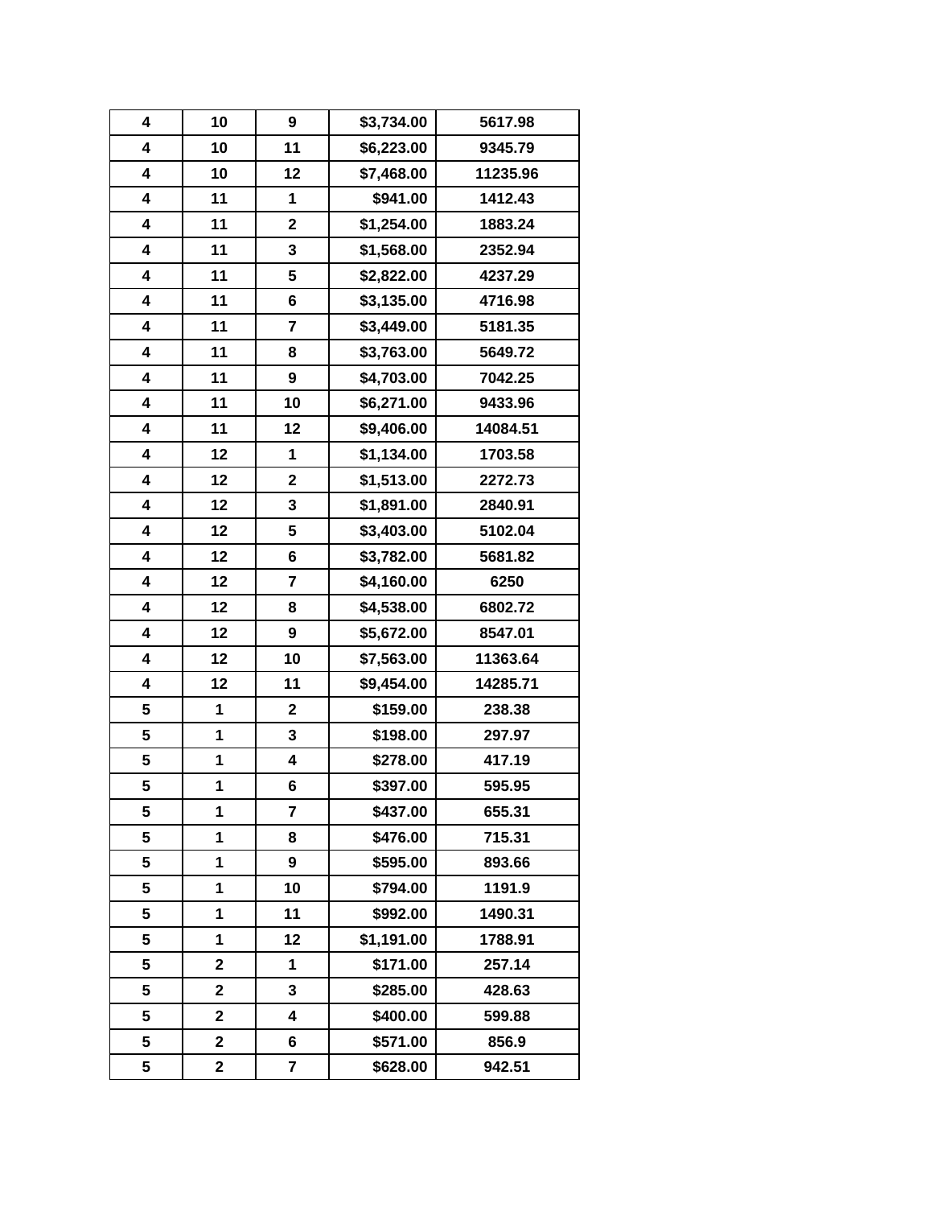| 4 | 10 | 9 | $3,734.00 | 5617.98 |
|---|---|---|---|---|
| 4 | 10 | 11 | $6,223.00 | 9345.79 |
| 4 | 10 | 12 | $7,468.00 | 11235.96 |
| 4 | 11 | 1 | $941.00 | 1412.43 |
| 4 | 11 | 2 | $1,254.00 | 1883.24 |
| 4 | 11 | 3 | $1,568.00 | 2352.94 |
| 4 | 11 | 5 | $2,822.00 | 4237.29 |
| 4 | 11 | 6 | $3,135.00 | 4716.98 |
| 4 | 11 | 7 | $3,449.00 | 5181.35 |
| 4 | 11 | 8 | $3,763.00 | 5649.72 |
| 4 | 11 | 9 | $4,703.00 | 7042.25 |
| 4 | 11 | 10 | $6,271.00 | 9433.96 |
| 4 | 11 | 12 | $9,406.00 | 14084.51 |
| 4 | 12 | 1 | $1,134.00 | 1703.58 |
| 4 | 12 | 2 | $1,513.00 | 2272.73 |
| 4 | 12 | 3 | $1,891.00 | 2840.91 |
| 4 | 12 | 5 | $3,403.00 | 5102.04 |
| 4 | 12 | 6 | $3,782.00 | 5681.82 |
| 4 | 12 | 7 | $4,160.00 | 6250 |
| 4 | 12 | 8 | $4,538.00 | 6802.72 |
| 4 | 12 | 9 | $5,672.00 | 8547.01 |
| 4 | 12 | 10 | $7,563.00 | 11363.64 |
| 4 | 12 | 11 | $9,454.00 | 14285.71 |
| 5 | 1 | 2 | $159.00 | 238.38 |
| 5 | 1 | 3 | $198.00 | 297.97 |
| 5 | 1 | 4 | $278.00 | 417.19 |
| 5 | 1 | 6 | $397.00 | 595.95 |
| 5 | 1 | 7 | $437.00 | 655.31 |
| 5 | 1 | 8 | $476.00 | 715.31 |
| 5 | 1 | 9 | $595.00 | 893.66 |
| 5 | 1 | 10 | $794.00 | 1191.9 |
| 5 | 1 | 11 | $992.00 | 1490.31 |
| 5 | 1 | 12 | $1,191.00 | 1788.91 |
| 5 | 2 | 1 | $171.00 | 257.14 |
| 5 | 2 | 3 | $285.00 | 428.63 |
| 5 | 2 | 4 | $400.00 | 599.88 |
| 5 | 2 | 6 | $571.00 | 856.9 |
| 5 | 2 | 7 | $628.00 | 942.51 |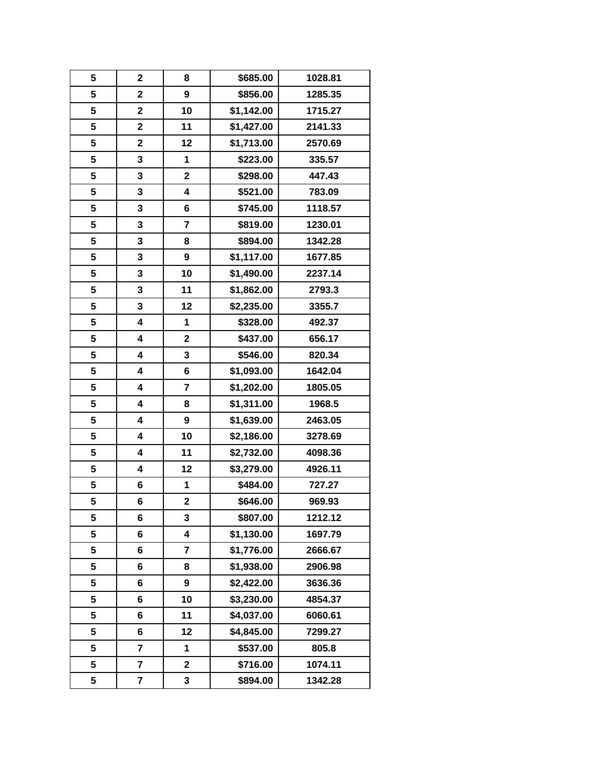| 5 | 2 | 8 | $685.00 | 1028.81 |
|---|---|---|---|---|
| 5 | 2 | 9 | $856.00 | 1285.35 |
| 5 | 2 | 10 | $1,142.00 | 1715.27 |
| 5 | 2 | 11 | $1,427.00 | 2141.33 |
| 5 | 2 | 12 | $1,713.00 | 2570.69 |
| 5 | 3 | 1 | $223.00 | 335.57 |
| 5 | 3 | 2 | $298.00 | 447.43 |
| 5 | 3 | 4 | $521.00 | 783.09 |
| 5 | 3 | 6 | $745.00 | 1118.57 |
| 5 | 3 | 7 | $819.00 | 1230.01 |
| 5 | 3 | 8 | $894.00 | 1342.28 |
| 5 | 3 | 9 | $1,117.00 | 1677.85 |
| 5 | 3 | 10 | $1,490.00 | 2237.14 |
| 5 | 3 | 11 | $1,862.00 | 2793.3 |
| 5 | 3 | 12 | $2,235.00 | 3355.7 |
| 5 | 4 | 1 | $328.00 | 492.37 |
| 5 | 4 | 2 | $437.00 | 656.17 |
| 5 | 4 | 3 | $546.00 | 820.34 |
| 5 | 4 | 6 | $1,093.00 | 1642.04 |
| 5 | 4 | 7 | $1,202.00 | 1805.05 |
| 5 | 4 | 8 | $1,311.00 | 1968.5 |
| 5 | 4 | 9 | $1,639.00 | 2463.05 |
| 5 | 4 | 10 | $2,186.00 | 3278.69 |
| 5 | 4 | 11 | $2,732.00 | 4098.36 |
| 5 | 4 | 12 | $3,279.00 | 4926.11 |
| 5 | 6 | 1 | $484.00 | 727.27 |
| 5 | 6 | 2 | $646.00 | 969.93 |
| 5 | 6 | 3 | $807.00 | 1212.12 |
| 5 | 6 | 4 | $1,130.00 | 1697.79 |
| 5 | 6 | 7 | $1,776.00 | 2666.67 |
| 5 | 6 | 8 | $1,938.00 | 2906.98 |
| 5 | 6 | 9 | $2,422.00 | 3636.36 |
| 5 | 6 | 10 | $3,230.00 | 4854.37 |
| 5 | 6 | 11 | $4,037.00 | 6060.61 |
| 5 | 6 | 12 | $4,845.00 | 7299.27 |
| 5 | 7 | 1 | $537.00 | 805.8 |
| 5 | 7 | 2 | $716.00 | 1074.11 |
| 5 | 7 | 3 | $894.00 | 1342.28 |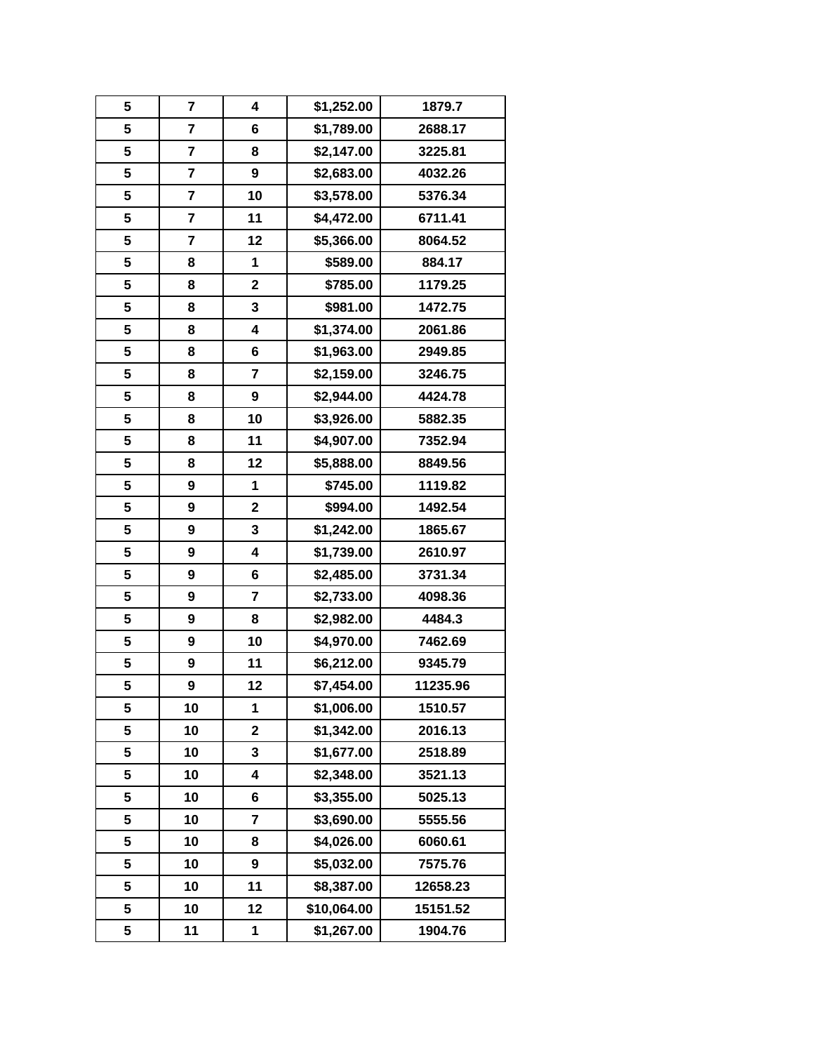| 5 | 7 | 4 | $1,252.00 | 1879.7 |
|---|---|---|---|---|
| 5 | 7 | 6 | $1,789.00 | 2688.17 |
| 5 | 7 | 8 | $2,147.00 | 3225.81 |
| 5 | 7 | 9 | $2,683.00 | 4032.26 |
| 5 | 7 | 10 | $3,578.00 | 5376.34 |
| 5 | 7 | 11 | $4,472.00 | 6711.41 |
| 5 | 7 | 12 | $5,366.00 | 8064.52 |
| 5 | 8 | 1 | $589.00 | 884.17 |
| 5 | 8 | 2 | $785.00 | 1179.25 |
| 5 | 8 | 3 | $981.00 | 1472.75 |
| 5 | 8 | 4 | $1,374.00 | 2061.86 |
| 5 | 8 | 6 | $1,963.00 | 2949.85 |
| 5 | 8 | 7 | $2,159.00 | 3246.75 |
| 5 | 8 | 9 | $2,944.00 | 4424.78 |
| 5 | 8 | 10 | $3,926.00 | 5882.35 |
| 5 | 8 | 11 | $4,907.00 | 7352.94 |
| 5 | 8 | 12 | $5,888.00 | 8849.56 |
| 5 | 9 | 1 | $745.00 | 1119.82 |
| 5 | 9 | 2 | $994.00 | 1492.54 |
| 5 | 9 | 3 | $1,242.00 | 1865.67 |
| 5 | 9 | 4 | $1,739.00 | 2610.97 |
| 5 | 9 | 6 | $2,485.00 | 3731.34 |
| 5 | 9 | 7 | $2,733.00 | 4098.36 |
| 5 | 9 | 8 | $2,982.00 | 4484.3 |
| 5 | 9 | 10 | $4,970.00 | 7462.69 |
| 5 | 9 | 11 | $6,212.00 | 9345.79 |
| 5 | 9 | 12 | $7,454.00 | 11235.96 |
| 5 | 10 | 1 | $1,006.00 | 1510.57 |
| 5 | 10 | 2 | $1,342.00 | 2016.13 |
| 5 | 10 | 3 | $1,677.00 | 2518.89 |
| 5 | 10 | 4 | $2,348.00 | 3521.13 |
| 5 | 10 | 6 | $3,355.00 | 5025.13 |
| 5 | 10 | 7 | $3,690.00 | 5555.56 |
| 5 | 10 | 8 | $4,026.00 | 6060.61 |
| 5 | 10 | 9 | $5,032.00 | 7575.76 |
| 5 | 10 | 11 | $8,387.00 | 12658.23 |
| 5 | 10 | 12 | $10,064.00 | 15151.52 |
| 5 | 11 | 1 | $1,267.00 | 1904.76 |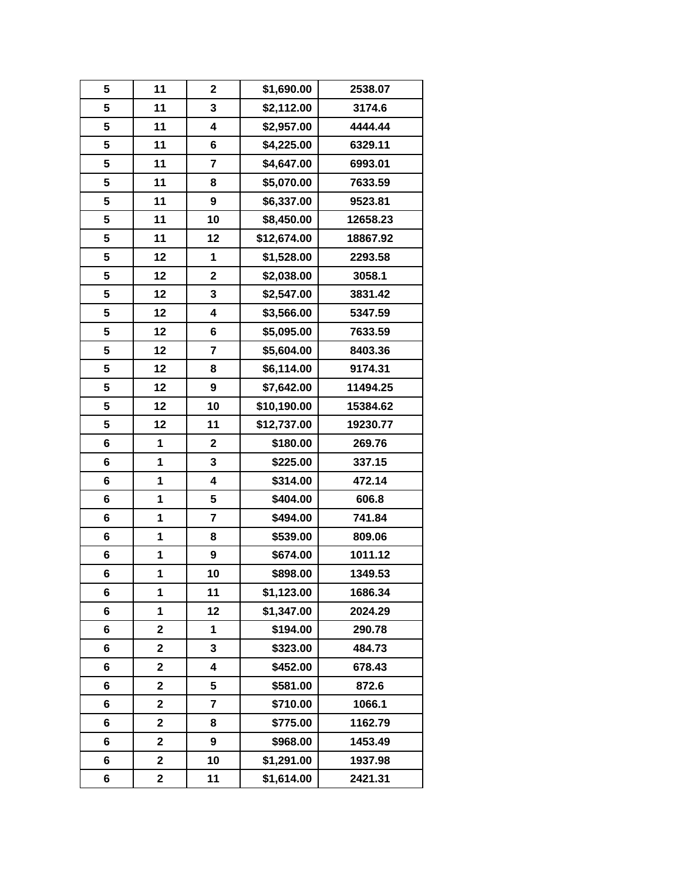| | | | | |
|---|---|---|---|---|
| 5 | 11 | 2 | $1,690.00 | 2538.07 |
| 5 | 11 | 3 | $2,112.00 | 3174.6 |
| 5 | 11 | 4 | $2,957.00 | 4444.44 |
| 5 | 11 | 6 | $4,225.00 | 6329.11 |
| 5 | 11 | 7 | $4,647.00 | 6993.01 |
| 5 | 11 | 8 | $5,070.00 | 7633.59 |
| 5 | 11 | 9 | $6,337.00 | 9523.81 |
| 5 | 11 | 10 | $8,450.00 | 12658.23 |
| 5 | 11 | 12 | $12,674.00 | 18867.92 |
| 5 | 12 | 1 | $1,528.00 | 2293.58 |
| 5 | 12 | 2 | $2,038.00 | 3058.1 |
| 5 | 12 | 3 | $2,547.00 | 3831.42 |
| 5 | 12 | 4 | $3,566.00 | 5347.59 |
| 5 | 12 | 6 | $5,095.00 | 7633.59 |
| 5 | 12 | 7 | $5,604.00 | 8403.36 |
| 5 | 12 | 8 | $6,114.00 | 9174.31 |
| 5 | 12 | 9 | $7,642.00 | 11494.25 |
| 5 | 12 | 10 | $10,190.00 | 15384.62 |
| 5 | 12 | 11 | $12,737.00 | 19230.77 |
| 6 | 1 | 2 | $180.00 | 269.76 |
| 6 | 1 | 3 | $225.00 | 337.15 |
| 6 | 1 | 4 | $314.00 | 472.14 |
| 6 | 1 | 5 | $404.00 | 606.8 |
| 6 | 1 | 7 | $494.00 | 741.84 |
| 6 | 1 | 8 | $539.00 | 809.06 |
| 6 | 1 | 9 | $674.00 | 1011.12 |
| 6 | 1 | 10 | $898.00 | 1349.53 |
| 6 | 1 | 11 | $1,123.00 | 1686.34 |
| 6 | 1 | 12 | $1,347.00 | 2024.29 |
| 6 | 2 | 1 | $194.00 | 290.78 |
| 6 | 2 | 3 | $323.00 | 484.73 |
| 6 | 2 | 4 | $452.00 | 678.43 |
| 6 | 2 | 5 | $581.00 | 872.6 |
| 6 | 2 | 7 | $710.00 | 1066.1 |
| 6 | 2 | 8 | $775.00 | 1162.79 |
| 6 | 2 | 9 | $968.00 | 1453.49 |
| 6 | 2 | 10 | $1,291.00 | 1937.98 |
| 6 | 2 | 11 | $1,614.00 | 2421.31 |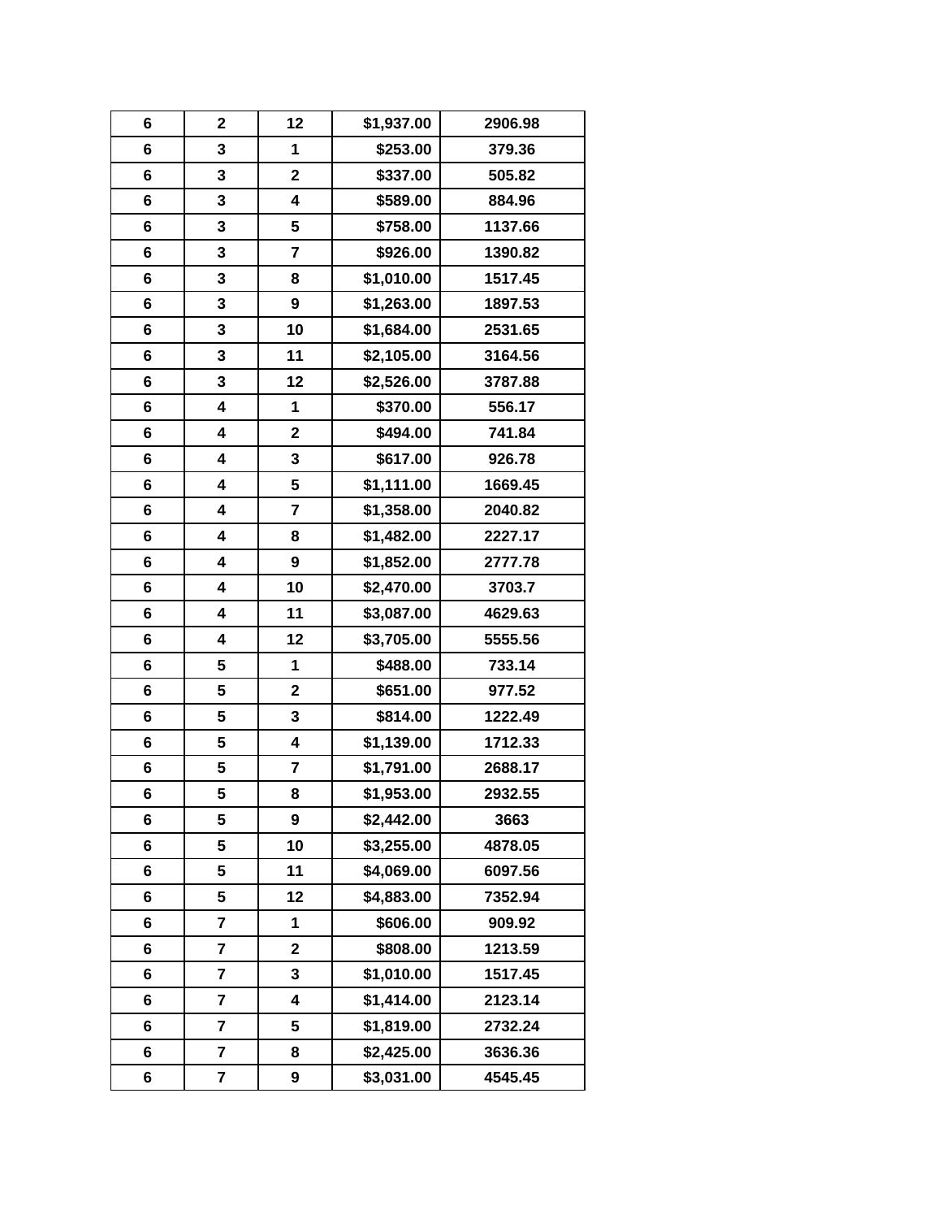| | | | | |
|---|---|---|---|---|
| 6 | 2 | 12 | $1,937.00 | 2906.98 |
| 6 | 3 | 1 | $253.00 | 379.36 |
| 6 | 3 | 2 | $337.00 | 505.82 |
| 6 | 3 | 4 | $589.00 | 884.96 |
| 6 | 3 | 5 | $758.00 | 1137.66 |
| 6 | 3 | 7 | $926.00 | 1390.82 |
| 6 | 3 | 8 | $1,010.00 | 1517.45 |
| 6 | 3 | 9 | $1,263.00 | 1897.53 |
| 6 | 3 | 10 | $1,684.00 | 2531.65 |
| 6 | 3 | 11 | $2,105.00 | 3164.56 |
| 6 | 3 | 12 | $2,526.00 | 3787.88 |
| 6 | 4 | 1 | $370.00 | 556.17 |
| 6 | 4 | 2 | $494.00 | 741.84 |
| 6 | 4 | 3 | $617.00 | 926.78 |
| 6 | 4 | 5 | $1,111.00 | 1669.45 |
| 6 | 4 | 7 | $1,358.00 | 2040.82 |
| 6 | 4 | 8 | $1,482.00 | 2227.17 |
| 6 | 4 | 9 | $1,852.00 | 2777.78 |
| 6 | 4 | 10 | $2,470.00 | 3703.7 |
| 6 | 4 | 11 | $3,087.00 | 4629.63 |
| 6 | 4 | 12 | $3,705.00 | 5555.56 |
| 6 | 5 | 1 | $488.00 | 733.14 |
| 6 | 5 | 2 | $651.00 | 977.52 |
| 6 | 5 | 3 | $814.00 | 1222.49 |
| 6 | 5 | 4 | $1,139.00 | 1712.33 |
| 6 | 5 | 7 | $1,791.00 | 2688.17 |
| 6 | 5 | 8 | $1,953.00 | 2932.55 |
| 6 | 5 | 9 | $2,442.00 | 3663 |
| 6 | 5 | 10 | $3,255.00 | 4878.05 |
| 6 | 5 | 11 | $4,069.00 | 6097.56 |
| 6 | 5 | 12 | $4,883.00 | 7352.94 |
| 6 | 7 | 1 | $606.00 | 909.92 |
| 6 | 7 | 2 | $808.00 | 1213.59 |
| 6 | 7 | 3 | $1,010.00 | 1517.45 |
| 6 | 7 | 4 | $1,414.00 | 2123.14 |
| 6 | 7 | 5 | $1,819.00 | 2732.24 |
| 6 | 7 | 8 | $2,425.00 | 3636.36 |
| 6 | 7 | 9 | $3,031.00 | 4545.45 |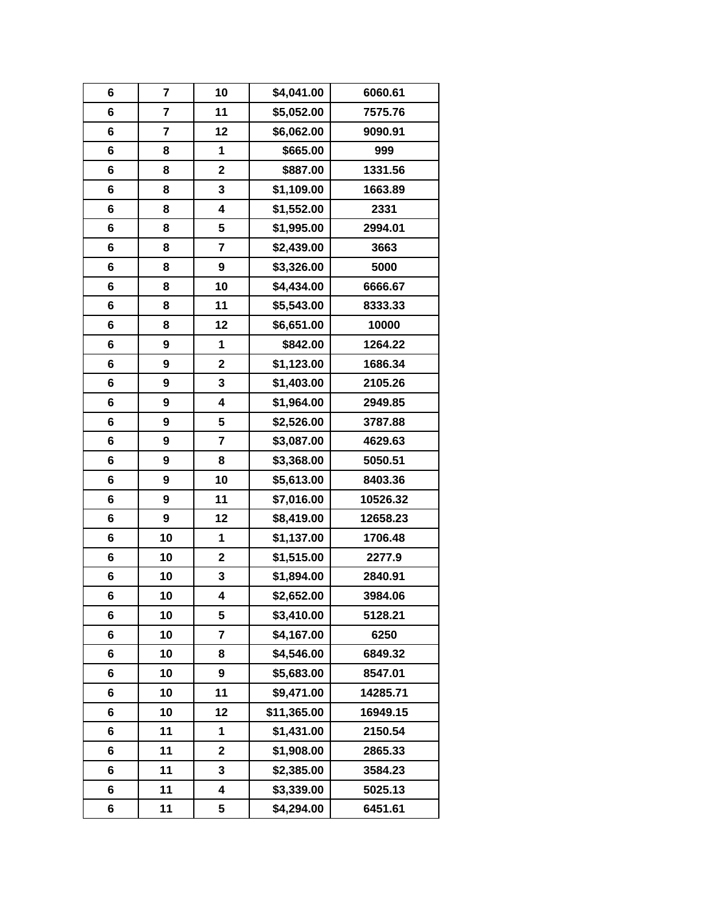| 6 | 7 | 10 | $4,041.00 | 6060.61 |
|---|---|---|---|---|
| 6 | 7 | 11 | $5,052.00 | 7575.76 |
| 6 | 7 | 12 | $6,062.00 | 9090.91 |
| 6 | 8 | 1 | $665.00 | 999 |
| 6 | 8 | 2 | $887.00 | 1331.56 |
| 6 | 8 | 3 | $1,109.00 | 1663.89 |
| 6 | 8 | 4 | $1,552.00 | 2331 |
| 6 | 8 | 5 | $1,995.00 | 2994.01 |
| 6 | 8 | 7 | $2,439.00 | 3663 |
| 6 | 8 | 9 | $3,326.00 | 5000 |
| 6 | 8 | 10 | $4,434.00 | 6666.67 |
| 6 | 8 | 11 | $5,543.00 | 8333.33 |
| 6 | 8 | 12 | $6,651.00 | 10000 |
| 6 | 9 | 1 | $842.00 | 1264.22 |
| 6 | 9 | 2 | $1,123.00 | 1686.34 |
| 6 | 9 | 3 | $1,403.00 | 2105.26 |
| 6 | 9 | 4 | $1,964.00 | 2949.85 |
| 6 | 9 | 5 | $2,526.00 | 3787.88 |
| 6 | 9 | 7 | $3,087.00 | 4629.63 |
| 6 | 9 | 8 | $3,368.00 | 5050.51 |
| 6 | 9 | 10 | $5,613.00 | 8403.36 |
| 6 | 9 | 11 | $7,016.00 | 10526.32 |
| 6 | 9 | 12 | $8,419.00 | 12658.23 |
| 6 | 10 | 1 | $1,137.00 | 1706.48 |
| 6 | 10 | 2 | $1,515.00 | 2277.9 |
| 6 | 10 | 3 | $1,894.00 | 2840.91 |
| 6 | 10 | 4 | $2,652.00 | 3984.06 |
| 6 | 10 | 5 | $3,410.00 | 5128.21 |
| 6 | 10 | 7 | $4,167.00 | 6250 |
| 6 | 10 | 8 | $4,546.00 | 6849.32 |
| 6 | 10 | 9 | $5,683.00 | 8547.01 |
| 6 | 10 | 11 | $9,471.00 | 14285.71 |
| 6 | 10 | 12 | $11,365.00 | 16949.15 |
| 6 | 11 | 1 | $1,431.00 | 2150.54 |
| 6 | 11 | 2 | $1,908.00 | 2865.33 |
| 6 | 11 | 3 | $2,385.00 | 3584.23 |
| 6 | 11 | 4 | $3,339.00 | 5025.13 |
| 6 | 11 | 5 | $4,294.00 | 6451.61 |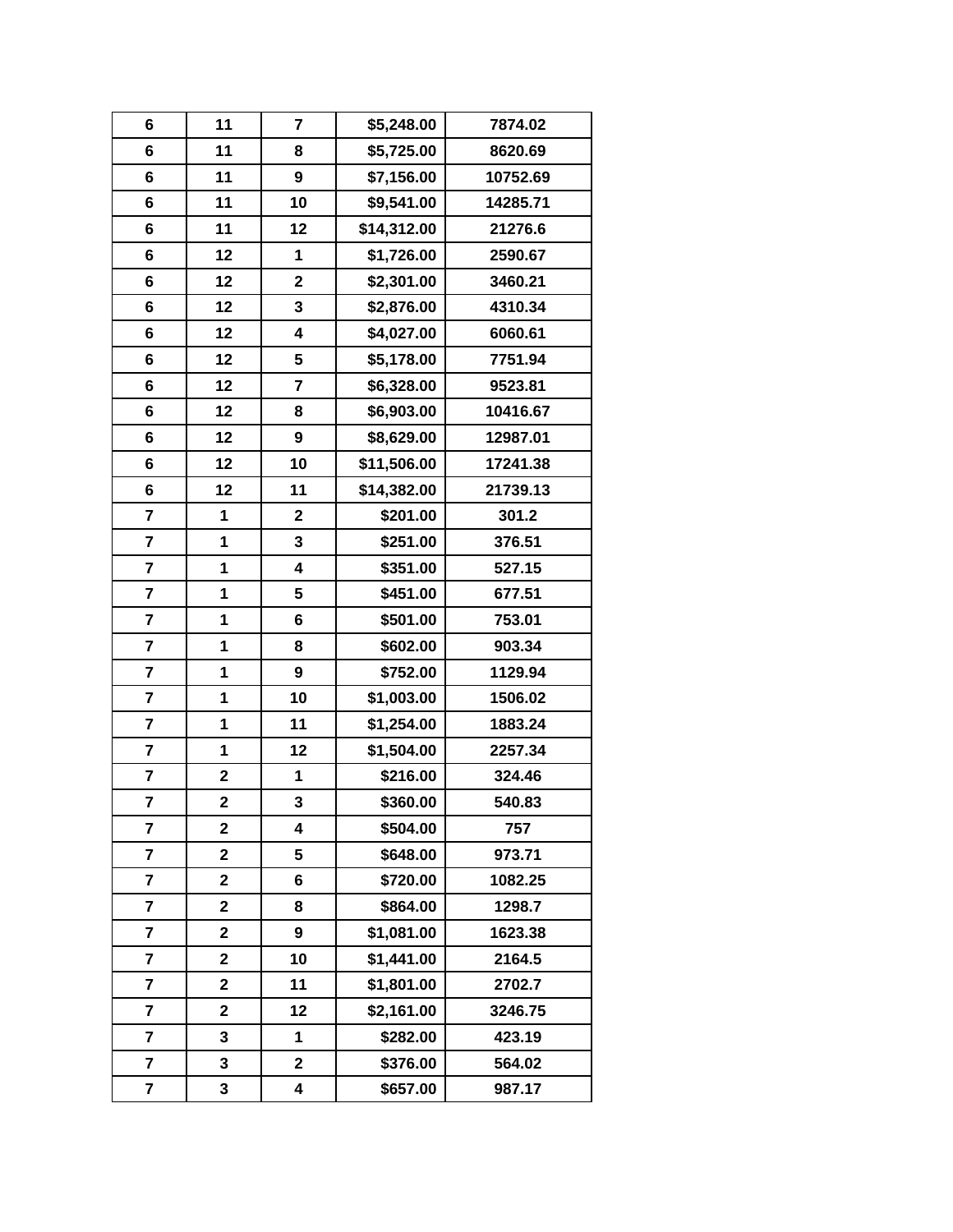| | | | | |
|---|---|---|---|---|
| 6 | 11 | 7 | $5,248.00 | 7874.02 |
| 6 | 11 | 8 | $5,725.00 | 8620.69 |
| 6 | 11 | 9 | $7,156.00 | 10752.69 |
| 6 | 11 | 10 | $9,541.00 | 14285.71 |
| 6 | 11 | 12 | $14,312.00 | 21276.6 |
| 6 | 12 | 1 | $1,726.00 | 2590.67 |
| 6 | 12 | 2 | $2,301.00 | 3460.21 |
| 6 | 12 | 3 | $2,876.00 | 4310.34 |
| 6 | 12 | 4 | $4,027.00 | 6060.61 |
| 6 | 12 | 5 | $5,178.00 | 7751.94 |
| 6 | 12 | 7 | $6,328.00 | 9523.81 |
| 6 | 12 | 8 | $6,903.00 | 10416.67 |
| 6 | 12 | 9 | $8,629.00 | 12987.01 |
| 6 | 12 | 10 | $11,506.00 | 17241.38 |
| 6 | 12 | 11 | $14,382.00 | 21739.13 |
| 7 | 1 | 2 | $201.00 | 301.2 |
| 7 | 1 | 3 | $251.00 | 376.51 |
| 7 | 1 | 4 | $351.00 | 527.15 |
| 7 | 1 | 5 | $451.00 | 677.51 |
| 7 | 1 | 6 | $501.00 | 753.01 |
| 7 | 1 | 8 | $602.00 | 903.34 |
| 7 | 1 | 9 | $752.00 | 1129.94 |
| 7 | 1 | 10 | $1,003.00 | 1506.02 |
| 7 | 1 | 11 | $1,254.00 | 1883.24 |
| 7 | 1 | 12 | $1,504.00 | 2257.34 |
| 7 | 2 | 1 | $216.00 | 324.46 |
| 7 | 2 | 3 | $360.00 | 540.83 |
| 7 | 2 | 4 | $504.00 | 757 |
| 7 | 2 | 5 | $648.00 | 973.71 |
| 7 | 2 | 6 | $720.00 | 1082.25 |
| 7 | 2 | 8 | $864.00 | 1298.7 |
| 7 | 2 | 9 | $1,081.00 | 1623.38 |
| 7 | 2 | 10 | $1,441.00 | 2164.5 |
| 7 | 2 | 11 | $1,801.00 | 2702.7 |
| 7 | 2 | 12 | $2,161.00 | 3246.75 |
| 7 | 3 | 1 | $282.00 | 423.19 |
| 7 | 3 | 2 | $376.00 | 564.02 |
| 7 | 3 | 4 | $657.00 | 987.17 |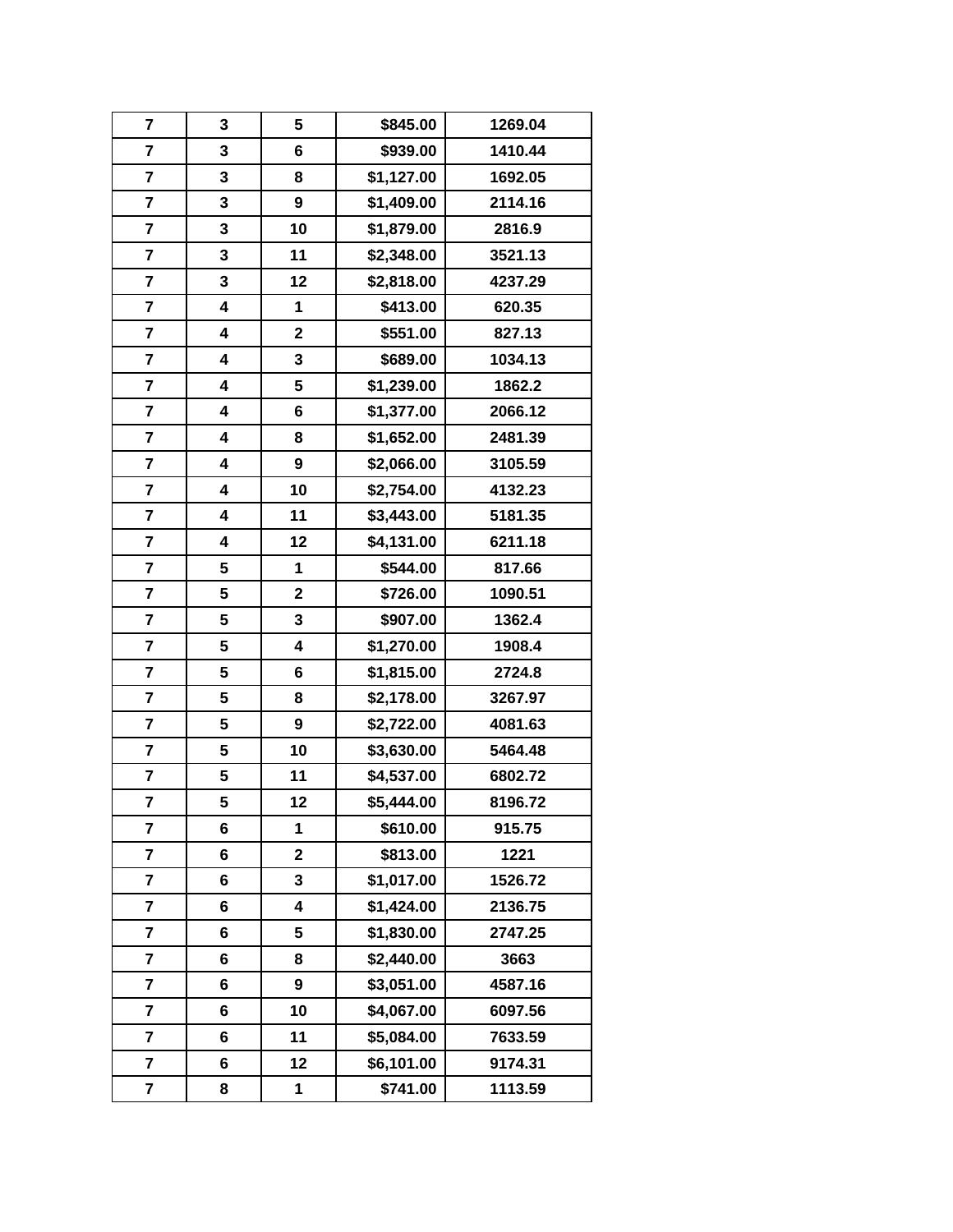| | | | | |
|---|---|---|---|---|
| 7 | 3 | 5 | $845.00 | 1269.04 |
| 7 | 3 | 6 | $939.00 | 1410.44 |
| 7 | 3 | 8 | $1,127.00 | 1692.05 |
| 7 | 3 | 9 | $1,409.00 | 2114.16 |
| 7 | 3 | 10 | $1,879.00 | 2816.9 |
| 7 | 3 | 11 | $2,348.00 | 3521.13 |
| 7 | 3 | 12 | $2,818.00 | 4237.29 |
| 7 | 4 | 1 | $413.00 | 620.35 |
| 7 | 4 | 2 | $551.00 | 827.13 |
| 7 | 4 | 3 | $689.00 | 1034.13 |
| 7 | 4 | 5 | $1,239.00 | 1862.2 |
| 7 | 4 | 6 | $1,377.00 | 2066.12 |
| 7 | 4 | 8 | $1,652.00 | 2481.39 |
| 7 | 4 | 9 | $2,066.00 | 3105.59 |
| 7 | 4 | 10 | $2,754.00 | 4132.23 |
| 7 | 4 | 11 | $3,443.00 | 5181.35 |
| 7 | 4 | 12 | $4,131.00 | 6211.18 |
| 7 | 5 | 1 | $544.00 | 817.66 |
| 7 | 5 | 2 | $726.00 | 1090.51 |
| 7 | 5 | 3 | $907.00 | 1362.4 |
| 7 | 5 | 4 | $1,270.00 | 1908.4 |
| 7 | 5 | 6 | $1,815.00 | 2724.8 |
| 7 | 5 | 8 | $2,178.00 | 3267.97 |
| 7 | 5 | 9 | $2,722.00 | 4081.63 |
| 7 | 5 | 10 | $3,630.00 | 5464.48 |
| 7 | 5 | 11 | $4,537.00 | 6802.72 |
| 7 | 5 | 12 | $5,444.00 | 8196.72 |
| 7 | 6 | 1 | $610.00 | 915.75 |
| 7 | 6 | 2 | $813.00 | 1221 |
| 7 | 6 | 3 | $1,017.00 | 1526.72 |
| 7 | 6 | 4 | $1,424.00 | 2136.75 |
| 7 | 6 | 5 | $1,830.00 | 2747.25 |
| 7 | 6 | 8 | $2,440.00 | 3663 |
| 7 | 6 | 9 | $3,051.00 | 4587.16 |
| 7 | 6 | 10 | $4,067.00 | 6097.56 |
| 7 | 6 | 11 | $5,084.00 | 7633.59 |
| 7 | 6 | 12 | $6,101.00 | 9174.31 |
| 7 | 8 | 1 | $741.00 | 1113.59 |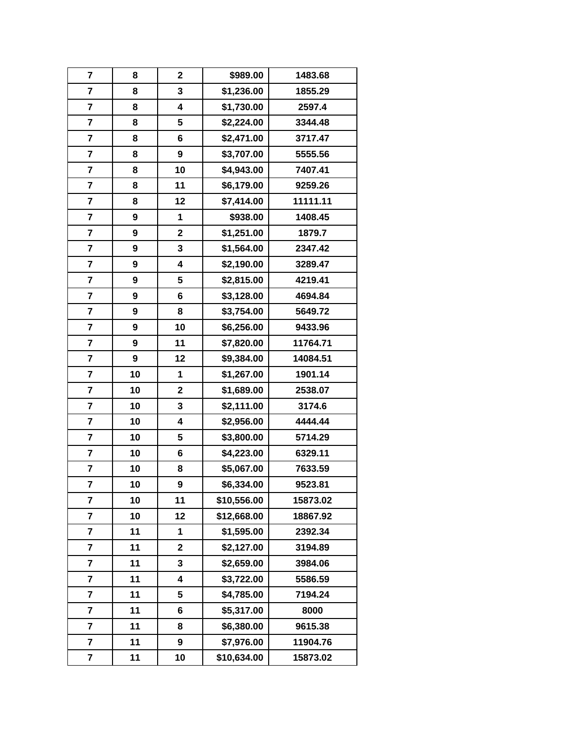| | | | | |
|---|---|---|---|---|
| 7 | 8 | 2 | $989.00 | 1483.68 |
| 7 | 8 | 3 | $1,236.00 | 1855.29 |
| 7 | 8 | 4 | $1,730.00 | 2597.4 |
| 7 | 8 | 5 | $2,224.00 | 3344.48 |
| 7 | 8 | 6 | $2,471.00 | 3717.47 |
| 7 | 8 | 9 | $3,707.00 | 5555.56 |
| 7 | 8 | 10 | $4,943.00 | 7407.41 |
| 7 | 8 | 11 | $6,179.00 | 9259.26 |
| 7 | 8 | 12 | $7,414.00 | 11111.11 |
| 7 | 9 | 1 | $938.00 | 1408.45 |
| 7 | 9 | 2 | $1,251.00 | 1879.7 |
| 7 | 9 | 3 | $1,564.00 | 2347.42 |
| 7 | 9 | 4 | $2,190.00 | 3289.47 |
| 7 | 9 | 5 | $2,815.00 | 4219.41 |
| 7 | 9 | 6 | $3,128.00 | 4694.84 |
| 7 | 9 | 8 | $3,754.00 | 5649.72 |
| 7 | 9 | 10 | $6,256.00 | 9433.96 |
| 7 | 9 | 11 | $7,820.00 | 11764.71 |
| 7 | 9 | 12 | $9,384.00 | 14084.51 |
| 7 | 10 | 1 | $1,267.00 | 1901.14 |
| 7 | 10 | 2 | $1,689.00 | 2538.07 |
| 7 | 10 | 3 | $2,111.00 | 3174.6 |
| 7 | 10 | 4 | $2,956.00 | 4444.44 |
| 7 | 10 | 5 | $3,800.00 | 5714.29 |
| 7 | 10 | 6 | $4,223.00 | 6329.11 |
| 7 | 10 | 8 | $5,067.00 | 7633.59 |
| 7 | 10 | 9 | $6,334.00 | 9523.81 |
| 7 | 10 | 11 | $10,556.00 | 15873.02 |
| 7 | 10 | 12 | $12,668.00 | 18867.92 |
| 7 | 11 | 1 | $1,595.00 | 2392.34 |
| 7 | 11 | 2 | $2,127.00 | 3194.89 |
| 7 | 11 | 3 | $2,659.00 | 3984.06 |
| 7 | 11 | 4 | $3,722.00 | 5586.59 |
| 7 | 11 | 5 | $4,785.00 | 7194.24 |
| 7 | 11 | 6 | $5,317.00 | 8000 |
| 7 | 11 | 8 | $6,380.00 | 9615.38 |
| 7 | 11 | 9 | $7,976.00 | 11904.76 |
| 7 | 11 | 10 | $10,634.00 | 15873.02 |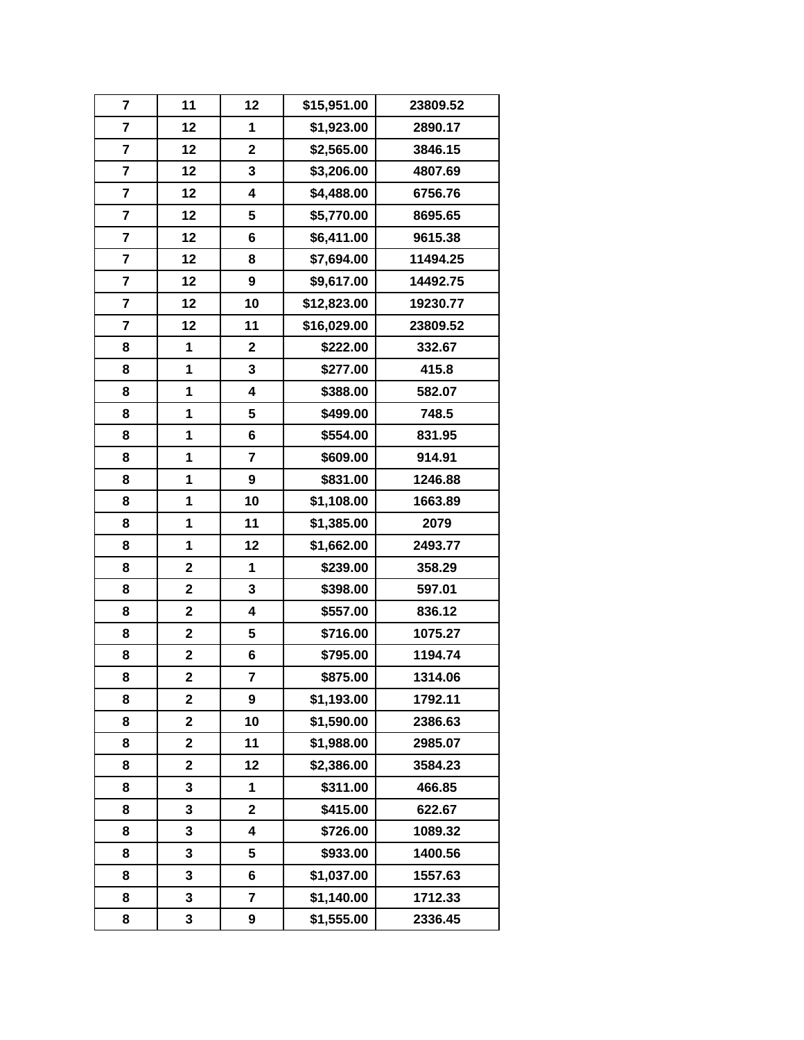| 7 | 11 | 12 | $15,951.00 | 23809.52 |
|---|---|---|---|---|
| 7 | 12 | 1 | $1,923.00 | 2890.17 |
| 7 | 12 | 2 | $2,565.00 | 3846.15 |
| 7 | 12 | 3 | $3,206.00 | 4807.69 |
| 7 | 12 | 4 | $4,488.00 | 6756.76 |
| 7 | 12 | 5 | $5,770.00 | 8695.65 |
| 7 | 12 | 6 | $6,411.00 | 9615.38 |
| 7 | 12 | 8 | $7,694.00 | 11494.25 |
| 7 | 12 | 9 | $9,617.00 | 14492.75 |
| 7 | 12 | 10 | $12,823.00 | 19230.77 |
| 7 | 12 | 11 | $16,029.00 | 23809.52 |
| 8 | 1 | 2 | $222.00 | 332.67 |
| 8 | 1 | 3 | $277.00 | 415.8 |
| 8 | 1 | 4 | $388.00 | 582.07 |
| 8 | 1 | 5 | $499.00 | 748.5 |
| 8 | 1 | 6 | $554.00 | 831.95 |
| 8 | 1 | 7 | $609.00 | 914.91 |
| 8 | 1 | 9 | $831.00 | 1246.88 |
| 8 | 1 | 10 | $1,108.00 | 1663.89 |
| 8 | 1 | 11 | $1,385.00 | 2079 |
| 8 | 1 | 12 | $1,662.00 | 2493.77 |
| 8 | 2 | 1 | $239.00 | 358.29 |
| 8 | 2 | 3 | $398.00 | 597.01 |
| 8 | 2 | 4 | $557.00 | 836.12 |
| 8 | 2 | 5 | $716.00 | 1075.27 |
| 8 | 2 | 6 | $795.00 | 1194.74 |
| 8 | 2 | 7 | $875.00 | 1314.06 |
| 8 | 2 | 9 | $1,193.00 | 1792.11 |
| 8 | 2 | 10 | $1,590.00 | 2386.63 |
| 8 | 2 | 11 | $1,988.00 | 2985.07 |
| 8 | 2 | 12 | $2,386.00 | 3584.23 |
| 8 | 3 | 1 | $311.00 | 466.85 |
| 8 | 3 | 2 | $415.00 | 622.67 |
| 8 | 3 | 4 | $726.00 | 1089.32 |
| 8 | 3 | 5 | $933.00 | 1400.56 |
| 8 | 3 | 6 | $1,037.00 | 1557.63 |
| 8 | 3 | 7 | $1,140.00 | 1712.33 |
| 8 | 3 | 9 | $1,555.00 | 2336.45 |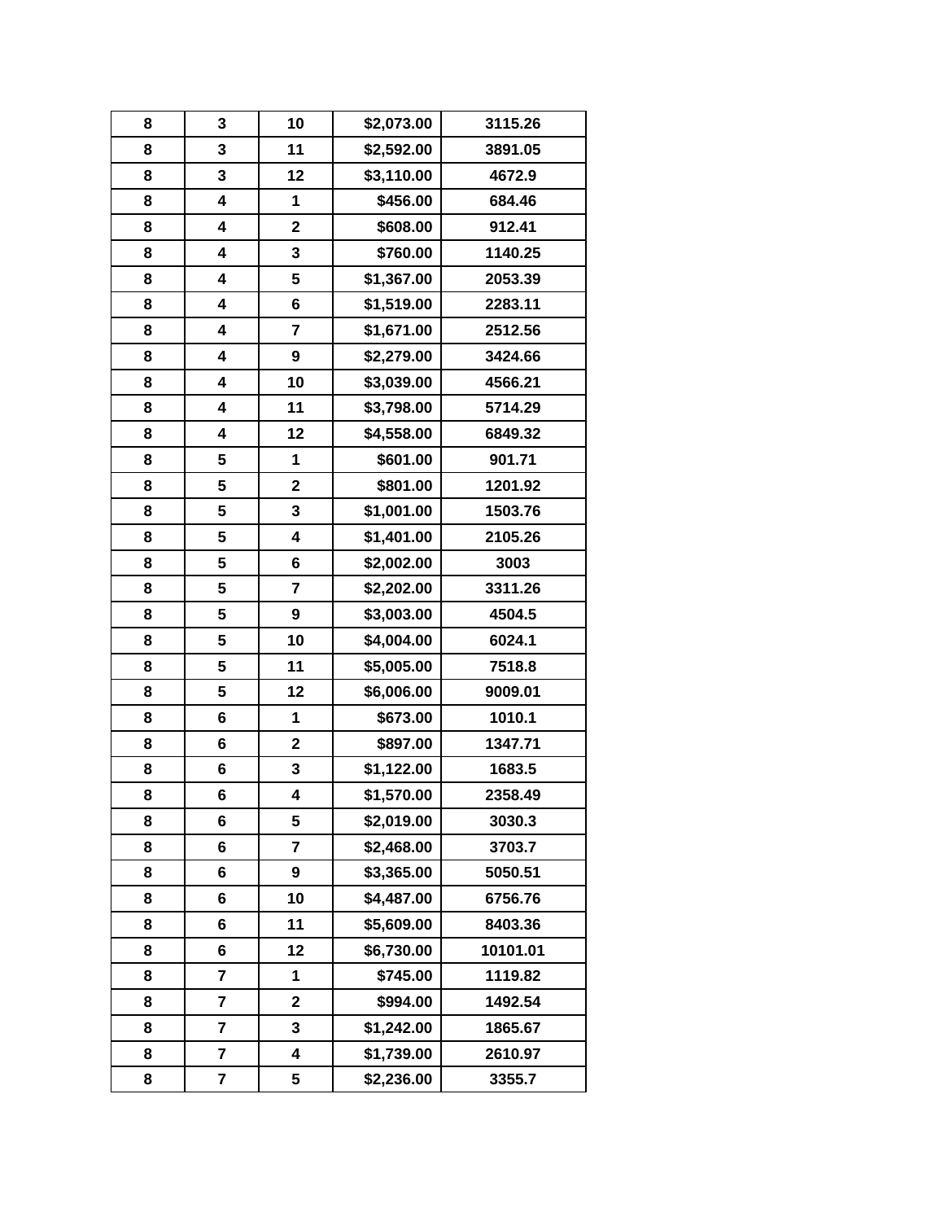| 8 | 3 | 10 | $2,073.00 | 3115.26 |
|---|---|---|---|---|
| 8 | 3 | 11 | $2,592.00 | 3891.05 |
| 8 | 3 | 12 | $3,110.00 | 4672.9 |
| 8 | 4 | 1 | $456.00 | 684.46 |
| 8 | 4 | 2 | $608.00 | 912.41 |
| 8 | 4 | 3 | $760.00 | 1140.25 |
| 8 | 4 | 5 | $1,367.00 | 2053.39 |
| 8 | 4 | 6 | $1,519.00 | 2283.11 |
| 8 | 4 | 7 | $1,671.00 | 2512.56 |
| 8 | 4 | 9 | $2,279.00 | 3424.66 |
| 8 | 4 | 10 | $3,039.00 | 4566.21 |
| 8 | 4 | 11 | $3,798.00 | 5714.29 |
| 8 | 4 | 12 | $4,558.00 | 6849.32 |
| 8 | 5 | 1 | $601.00 | 901.71 |
| 8 | 5 | 2 | $801.00 | 1201.92 |
| 8 | 5 | 3 | $1,001.00 | 1503.76 |
| 8 | 5 | 4 | $1,401.00 | 2105.26 |
| 8 | 5 | 6 | $2,002.00 | 3003 |
| 8 | 5 | 7 | $2,202.00 | 3311.26 |
| 8 | 5 | 9 | $3,003.00 | 4504.5 |
| 8 | 5 | 10 | $4,004.00 | 6024.1 |
| 8 | 5 | 11 | $5,005.00 | 7518.8 |
| 8 | 5 | 12 | $6,006.00 | 9009.01 |
| 8 | 6 | 1 | $673.00 | 1010.1 |
| 8 | 6 | 2 | $897.00 | 1347.71 |
| 8 | 6 | 3 | $1,122.00 | 1683.5 |
| 8 | 6 | 4 | $1,570.00 | 2358.49 |
| 8 | 6 | 5 | $2,019.00 | 3030.3 |
| 8 | 6 | 7 | $2,468.00 | 3703.7 |
| 8 | 6 | 9 | $3,365.00 | 5050.51 |
| 8 | 6 | 10 | $4,487.00 | 6756.76 |
| 8 | 6 | 11 | $5,609.00 | 8403.36 |
| 8 | 6 | 12 | $6,730.00 | 10101.01 |
| 8 | 7 | 1 | $745.00 | 1119.82 |
| 8 | 7 | 2 | $994.00 | 1492.54 |
| 8 | 7 | 3 | $1,242.00 | 1865.67 |
| 8 | 7 | 4 | $1,739.00 | 2610.97 |
| 8 | 7 | 5 | $2,236.00 | 3355.7 |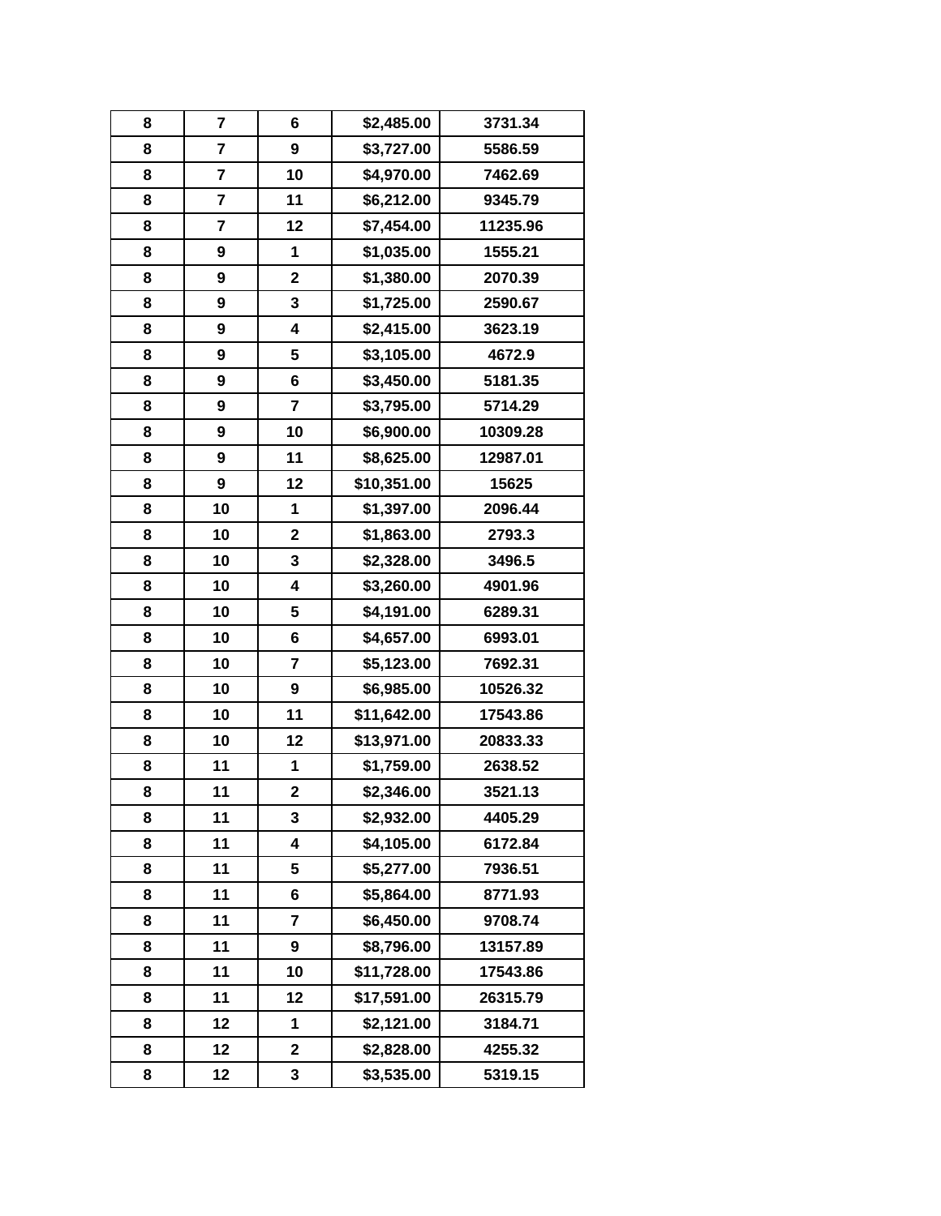| | | | | |
|---|---|---|---|---|
| 8 | 7 | 6 | $2,485.00 | 3731.34 |
| 8 | 7 | 9 | $3,727.00 | 5586.59 |
| 8 | 7 | 10 | $4,970.00 | 7462.69 |
| 8 | 7 | 11 | $6,212.00 | 9345.79 |
| 8 | 7 | 12 | $7,454.00 | 11235.96 |
| 8 | 9 | 1 | $1,035.00 | 1555.21 |
| 8 | 9 | 2 | $1,380.00 | 2070.39 |
| 8 | 9 | 3 | $1,725.00 | 2590.67 |
| 8 | 9 | 4 | $2,415.00 | 3623.19 |
| 8 | 9 | 5 | $3,105.00 | 4672.9 |
| 8 | 9 | 6 | $3,450.00 | 5181.35 |
| 8 | 9 | 7 | $3,795.00 | 5714.29 |
| 8 | 9 | 10 | $6,900.00 | 10309.28 |
| 8 | 9 | 11 | $8,625.00 | 12987.01 |
| 8 | 9 | 12 | $10,351.00 | 15625 |
| 8 | 10 | 1 | $1,397.00 | 2096.44 |
| 8 | 10 | 2 | $1,863.00 | 2793.3 |
| 8 | 10 | 3 | $2,328.00 | 3496.5 |
| 8 | 10 | 4 | $3,260.00 | 4901.96 |
| 8 | 10 | 5 | $4,191.00 | 6289.31 |
| 8 | 10 | 6 | $4,657.00 | 6993.01 |
| 8 | 10 | 7 | $5,123.00 | 7692.31 |
| 8 | 10 | 9 | $6,985.00 | 10526.32 |
| 8 | 10 | 11 | $11,642.00 | 17543.86 |
| 8 | 10 | 12 | $13,971.00 | 20833.33 |
| 8 | 11 | 1 | $1,759.00 | 2638.52 |
| 8 | 11 | 2 | $2,346.00 | 3521.13 |
| 8 | 11 | 3 | $2,932.00 | 4405.29 |
| 8 | 11 | 4 | $4,105.00 | 6172.84 |
| 8 | 11 | 5 | $5,277.00 | 7936.51 |
| 8 | 11 | 6 | $5,864.00 | 8771.93 |
| 8 | 11 | 7 | $6,450.00 | 9708.74 |
| 8 | 11 | 9 | $8,796.00 | 13157.89 |
| 8 | 11 | 10 | $11,728.00 | 17543.86 |
| 8 | 11 | 12 | $17,591.00 | 26315.79 |
| 8 | 12 | 1 | $2,121.00 | 3184.71 |
| 8 | 12 | 2 | $2,828.00 | 4255.32 |
| 8 | 12 | 3 | $3,535.00 | 5319.15 |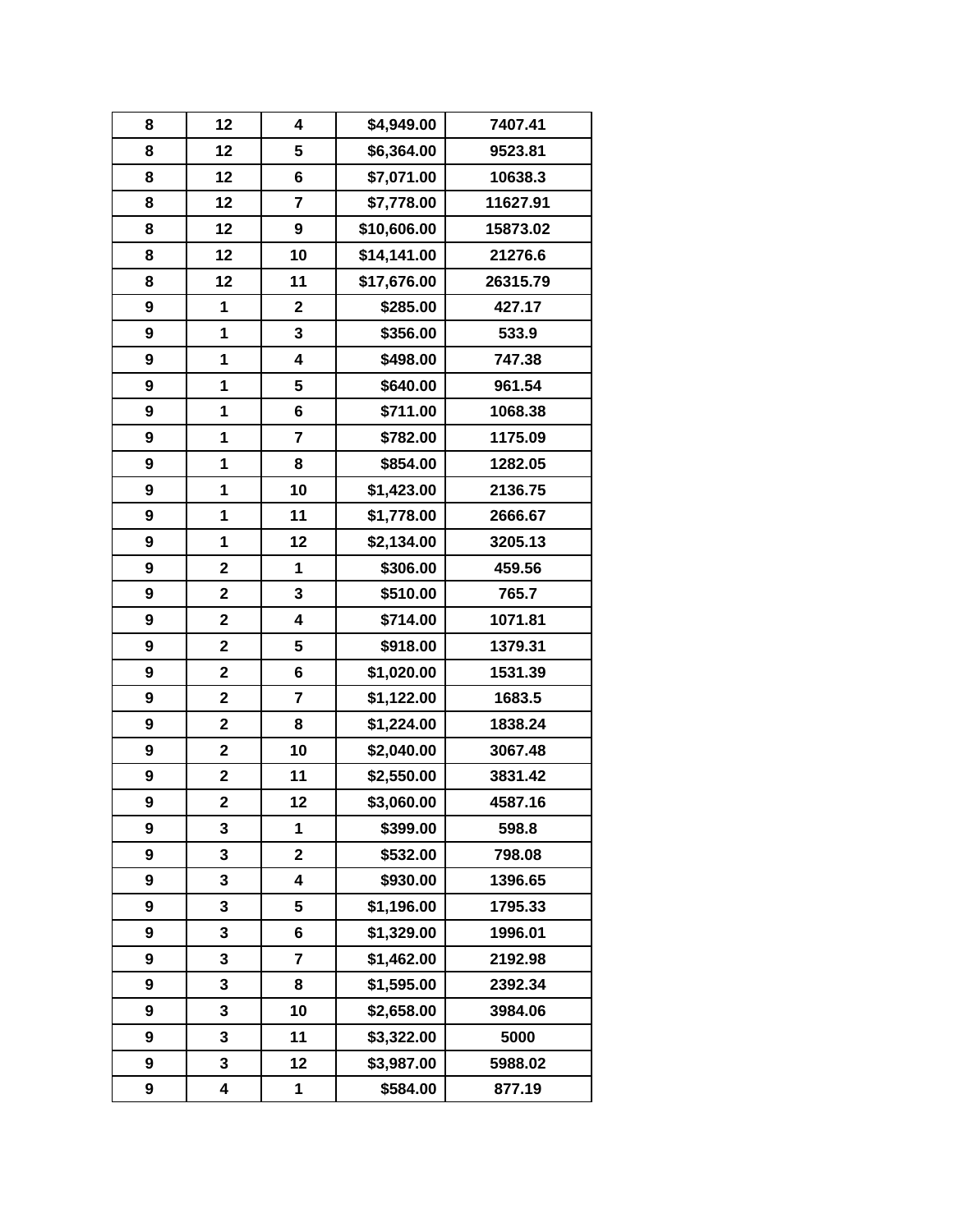| 8 | 12 | 4 | $4,949.00 | 7407.41 |
|---|---|---|---|---|
| 8 | 12 | 5 | $6,364.00 | 9523.81 |
| 8 | 12 | 6 | $7,071.00 | 10638.3 |
| 8 | 12 | 7 | $7,778.00 | 11627.91 |
| 8 | 12 | 9 | $10,606.00 | 15873.02 |
| 8 | 12 | 10 | $14,141.00 | 21276.6 |
| 8 | 12 | 11 | $17,676.00 | 26315.79 |
| 9 | 1 | 2 | $285.00 | 427.17 |
| 9 | 1 | 3 | $356.00 | 533.9 |
| 9 | 1 | 4 | $498.00 | 747.38 |
| 9 | 1 | 5 | $640.00 | 961.54 |
| 9 | 1 | 6 | $711.00 | 1068.38 |
| 9 | 1 | 7 | $782.00 | 1175.09 |
| 9 | 1 | 8 | $854.00 | 1282.05 |
| 9 | 1 | 10 | $1,423.00 | 2136.75 |
| 9 | 1 | 11 | $1,778.00 | 2666.67 |
| 9 | 1 | 12 | $2,134.00 | 3205.13 |
| 9 | 2 | 1 | $306.00 | 459.56 |
| 9 | 2 | 3 | $510.00 | 765.7 |
| 9 | 2 | 4 | $714.00 | 1071.81 |
| 9 | 2 | 5 | $918.00 | 1379.31 |
| 9 | 2 | 6 | $1,020.00 | 1531.39 |
| 9 | 2 | 7 | $1,122.00 | 1683.5 |
| 9 | 2 | 8 | $1,224.00 | 1838.24 |
| 9 | 2 | 10 | $2,040.00 | 3067.48 |
| 9 | 2 | 11 | $2,550.00 | 3831.42 |
| 9 | 2 | 12 | $3,060.00 | 4587.16 |
| 9 | 3 | 1 | $399.00 | 598.8 |
| 9 | 3 | 2 | $532.00 | 798.08 |
| 9 | 3 | 4 | $930.00 | 1396.65 |
| 9 | 3 | 5 | $1,196.00 | 1795.33 |
| 9 | 3 | 6 | $1,329.00 | 1996.01 |
| 9 | 3 | 7 | $1,462.00 | 2192.98 |
| 9 | 3 | 8 | $1,595.00 | 2392.34 |
| 9 | 3 | 10 | $2,658.00 | 3984.06 |
| 9 | 3 | 11 | $3,322.00 | 5000 |
| 9 | 3 | 12 | $3,987.00 | 5988.02 |
| 9 | 4 | 1 | $584.00 | 877.19 |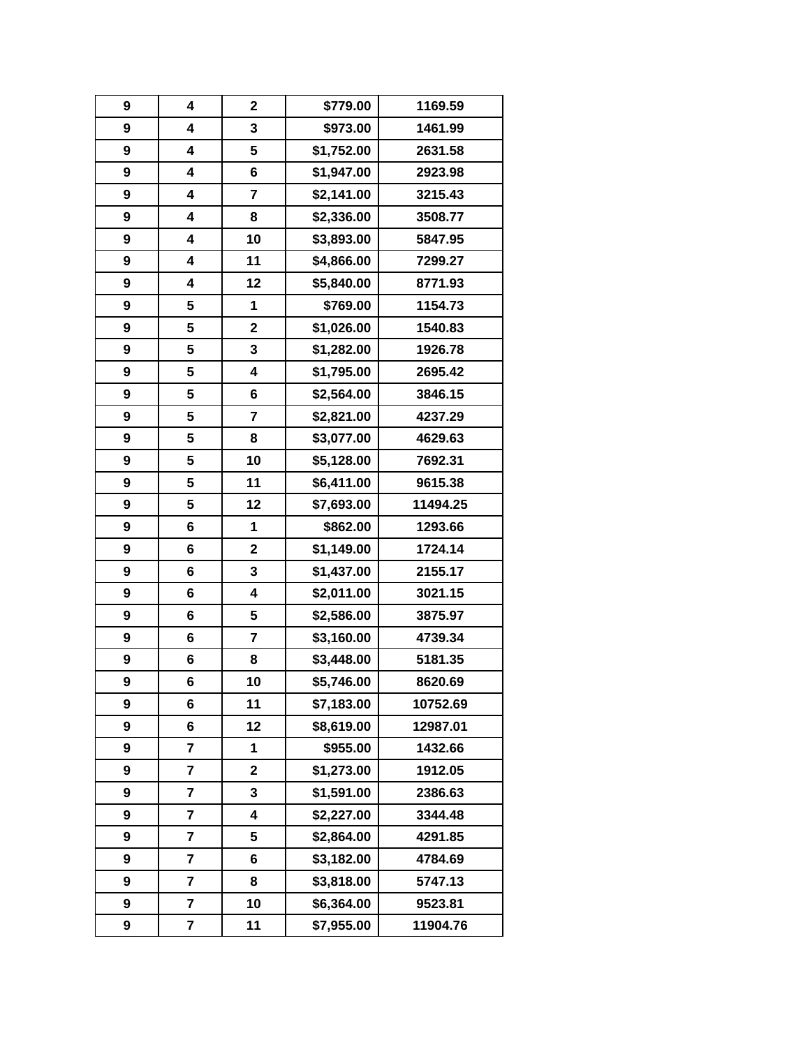| 9 | 4 | 2 | $779.00 | 1169.59 |
|---|---|---|---|---|
| 9 | 4 | 3 | $973.00 | 1461.99 |
| 9 | 4 | 5 | $1,752.00 | 2631.58 |
| 9 | 4 | 6 | $1,947.00 | 2923.98 |
| 9 | 4 | 7 | $2,141.00 | 3215.43 |
| 9 | 4 | 8 | $2,336.00 | 3508.77 |
| 9 | 4 | 10 | $3,893.00 | 5847.95 |
| 9 | 4 | 11 | $4,866.00 | 7299.27 |
| 9 | 4 | 12 | $5,840.00 | 8771.93 |
| 9 | 5 | 1 | $769.00 | 1154.73 |
| 9 | 5 | 2 | $1,026.00 | 1540.83 |
| 9 | 5 | 3 | $1,282.00 | 1926.78 |
| 9 | 5 | 4 | $1,795.00 | 2695.42 |
| 9 | 5 | 6 | $2,564.00 | 3846.15 |
| 9 | 5 | 7 | $2,821.00 | 4237.29 |
| 9 | 5 | 8 | $3,077.00 | 4629.63 |
| 9 | 5 | 10 | $5,128.00 | 7692.31 |
| 9 | 5 | 11 | $6,411.00 | 9615.38 |
| 9 | 5 | 12 | $7,693.00 | 11494.25 |
| 9 | 6 | 1 | $862.00 | 1293.66 |
| 9 | 6 | 2 | $1,149.00 | 1724.14 |
| 9 | 6 | 3 | $1,437.00 | 2155.17 |
| 9 | 6 | 4 | $2,011.00 | 3021.15 |
| 9 | 6 | 5 | $2,586.00 | 3875.97 |
| 9 | 6 | 7 | $3,160.00 | 4739.34 |
| 9 | 6 | 8 | $3,448.00 | 5181.35 |
| 9 | 6 | 10 | $5,746.00 | 8620.69 |
| 9 | 6 | 11 | $7,183.00 | 10752.69 |
| 9 | 6 | 12 | $8,619.00 | 12987.01 |
| 9 | 7 | 1 | $955.00 | 1432.66 |
| 9 | 7 | 2 | $1,273.00 | 1912.05 |
| 9 | 7 | 3 | $1,591.00 | 2386.63 |
| 9 | 7 | 4 | $2,227.00 | 3344.48 |
| 9 | 7 | 5 | $2,864.00 | 4291.85 |
| 9 | 7 | 6 | $3,182.00 | 4784.69 |
| 9 | 7 | 8 | $3,818.00 | 5747.13 |
| 9 | 7 | 10 | $6,364.00 | 9523.81 |
| 9 | 7 | 11 | $7,955.00 | 11904.76 |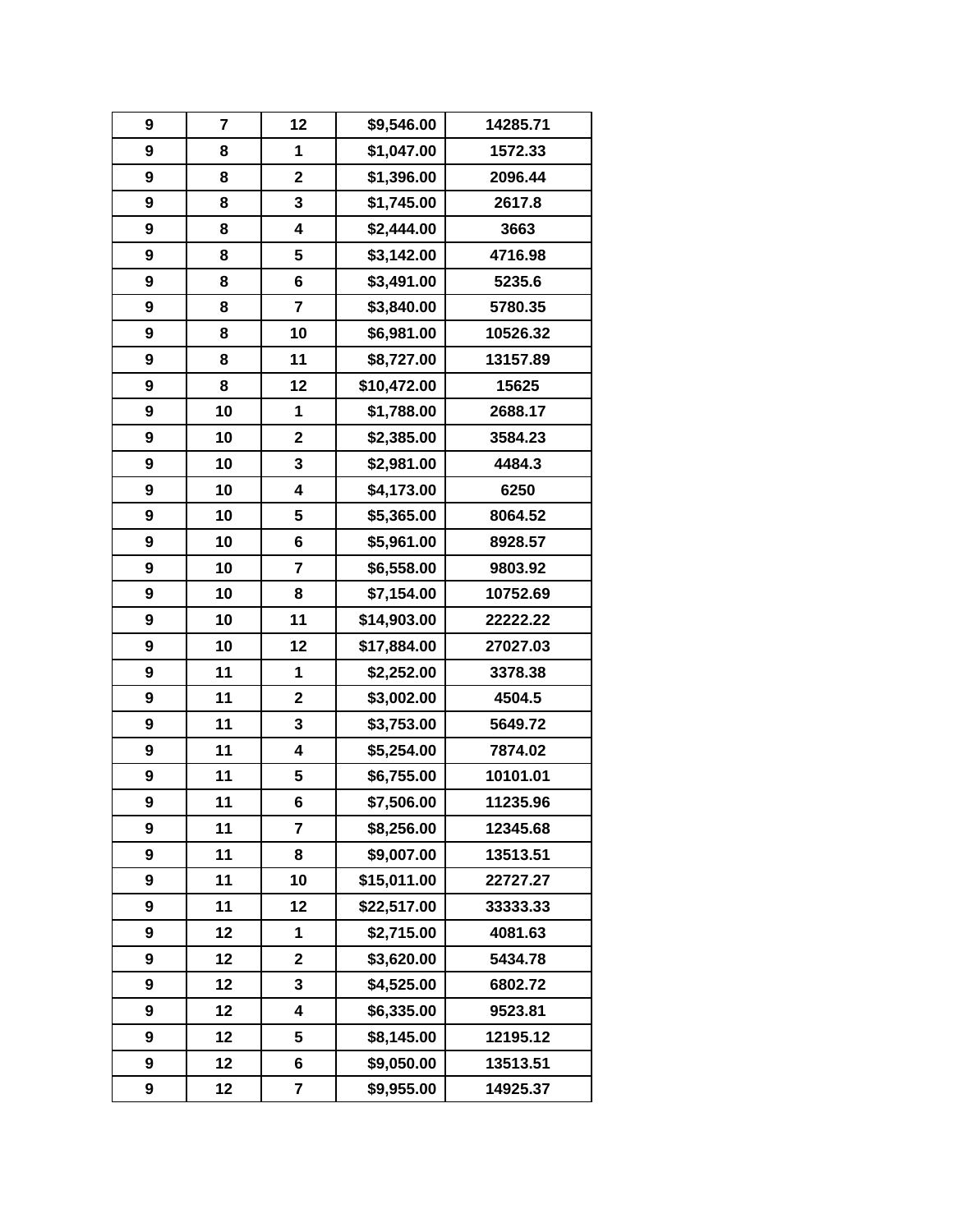| | | | | |
|---|---|---|---|---|
| 9 | 7 | 12 | $9,546.00 | 14285.71 |
| 9 | 8 | 1 | $1,047.00 | 1572.33 |
| 9 | 8 | 2 | $1,396.00 | 2096.44 |
| 9 | 8 | 3 | $1,745.00 | 2617.8 |
| 9 | 8 | 4 | $2,444.00 | 3663 |
| 9 | 8 | 5 | $3,142.00 | 4716.98 |
| 9 | 8 | 6 | $3,491.00 | 5235.6 |
| 9 | 8 | 7 | $3,840.00 | 5780.35 |
| 9 | 8 | 10 | $6,981.00 | 10526.32 |
| 9 | 8 | 11 | $8,727.00 | 13157.89 |
| 9 | 8 | 12 | $10,472.00 | 15625 |
| 9 | 10 | 1 | $1,788.00 | 2688.17 |
| 9 | 10 | 2 | $2,385.00 | 3584.23 |
| 9 | 10 | 3 | $2,981.00 | 4484.3 |
| 9 | 10 | 4 | $4,173.00 | 6250 |
| 9 | 10 | 5 | $5,365.00 | 8064.52 |
| 9 | 10 | 6 | $5,961.00 | 8928.57 |
| 9 | 10 | 7 | $6,558.00 | 9803.92 |
| 9 | 10 | 8 | $7,154.00 | 10752.69 |
| 9 | 10 | 11 | $14,903.00 | 22222.22 |
| 9 | 10 | 12 | $17,884.00 | 27027.03 |
| 9 | 11 | 1 | $2,252.00 | 3378.38 |
| 9 | 11 | 2 | $3,002.00 | 4504.5 |
| 9 | 11 | 3 | $3,753.00 | 5649.72 |
| 9 | 11 | 4 | $5,254.00 | 7874.02 |
| 9 | 11 | 5 | $6,755.00 | 10101.01 |
| 9 | 11 | 6 | $7,506.00 | 11235.96 |
| 9 | 11 | 7 | $8,256.00 | 12345.68 |
| 9 | 11 | 8 | $9,007.00 | 13513.51 |
| 9 | 11 | 10 | $15,011.00 | 22727.27 |
| 9 | 11 | 12 | $22,517.00 | 33333.33 |
| 9 | 12 | 1 | $2,715.00 | 4081.63 |
| 9 | 12 | 2 | $3,620.00 | 5434.78 |
| 9 | 12 | 3 | $4,525.00 | 6802.72 |
| 9 | 12 | 4 | $6,335.00 | 9523.81 |
| 9 | 12 | 5 | $8,145.00 | 12195.12 |
| 9 | 12 | 6 | $9,050.00 | 13513.51 |
| 9 | 12 | 7 | $9,955.00 | 14925.37 |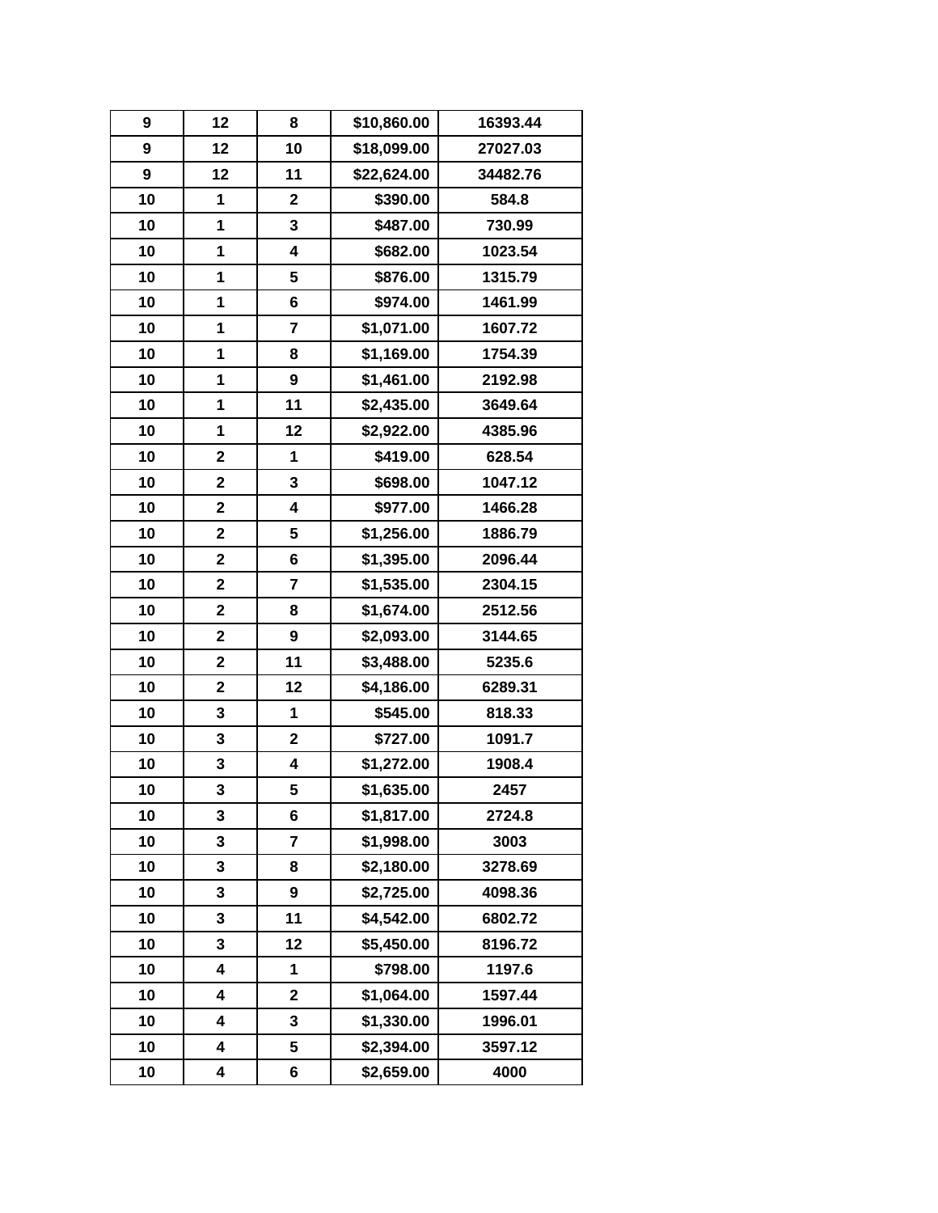| 9 | 12 | 8 | $10,860.00 | 16393.44 |
|---|---|---|---|---|
| 9 | 12 | 10 | $18,099.00 | 27027.03 |
| 9 | 12 | 11 | $22,624.00 | 34482.76 |
| 10 | 1 | 2 | $390.00 | 584.8 |
| 10 | 1 | 3 | $487.00 | 730.99 |
| 10 | 1 | 4 | $682.00 | 1023.54 |
| 10 | 1 | 5 | $876.00 | 1315.79 |
| 10 | 1 | 6 | $974.00 | 1461.99 |
| 10 | 1 | 7 | $1,071.00 | 1607.72 |
| 10 | 1 | 8 | $1,169.00 | 1754.39 |
| 10 | 1 | 9 | $1,461.00 | 2192.98 |
| 10 | 1 | 11 | $2,435.00 | 3649.64 |
| 10 | 1 | 12 | $2,922.00 | 4385.96 |
| 10 | 2 | 1 | $419.00 | 628.54 |
| 10 | 2 | 3 | $698.00 | 1047.12 |
| 10 | 2 | 4 | $977.00 | 1466.28 |
| 10 | 2 | 5 | $1,256.00 | 1886.79 |
| 10 | 2 | 6 | $1,395.00 | 2096.44 |
| 10 | 2 | 7 | $1,535.00 | 2304.15 |
| 10 | 2 | 8 | $1,674.00 | 2512.56 |
| 10 | 2 | 9 | $2,093.00 | 3144.65 |
| 10 | 2 | 11 | $3,488.00 | 5235.6 |
| 10 | 2 | 12 | $4,186.00 | 6289.31 |
| 10 | 3 | 1 | $545.00 | 818.33 |
| 10 | 3 | 2 | $727.00 | 1091.7 |
| 10 | 3 | 4 | $1,272.00 | 1908.4 |
| 10 | 3 | 5 | $1,635.00 | 2457 |
| 10 | 3 | 6 | $1,817.00 | 2724.8 |
| 10 | 3 | 7 | $1,998.00 | 3003 |
| 10 | 3 | 8 | $2,180.00 | 3278.69 |
| 10 | 3 | 9 | $2,725.00 | 4098.36 |
| 10 | 3 | 11 | $4,542.00 | 6802.72 |
| 10 | 3 | 12 | $5,450.00 | 8196.72 |
| 10 | 4 | 1 | $798.00 | 1197.6 |
| 10 | 4 | 2 | $1,064.00 | 1597.44 |
| 10 | 4 | 3 | $1,330.00 | 1996.01 |
| 10 | 4 | 5 | $2,394.00 | 3597.12 |
| 10 | 4 | 6 | $2,659.00 | 4000 |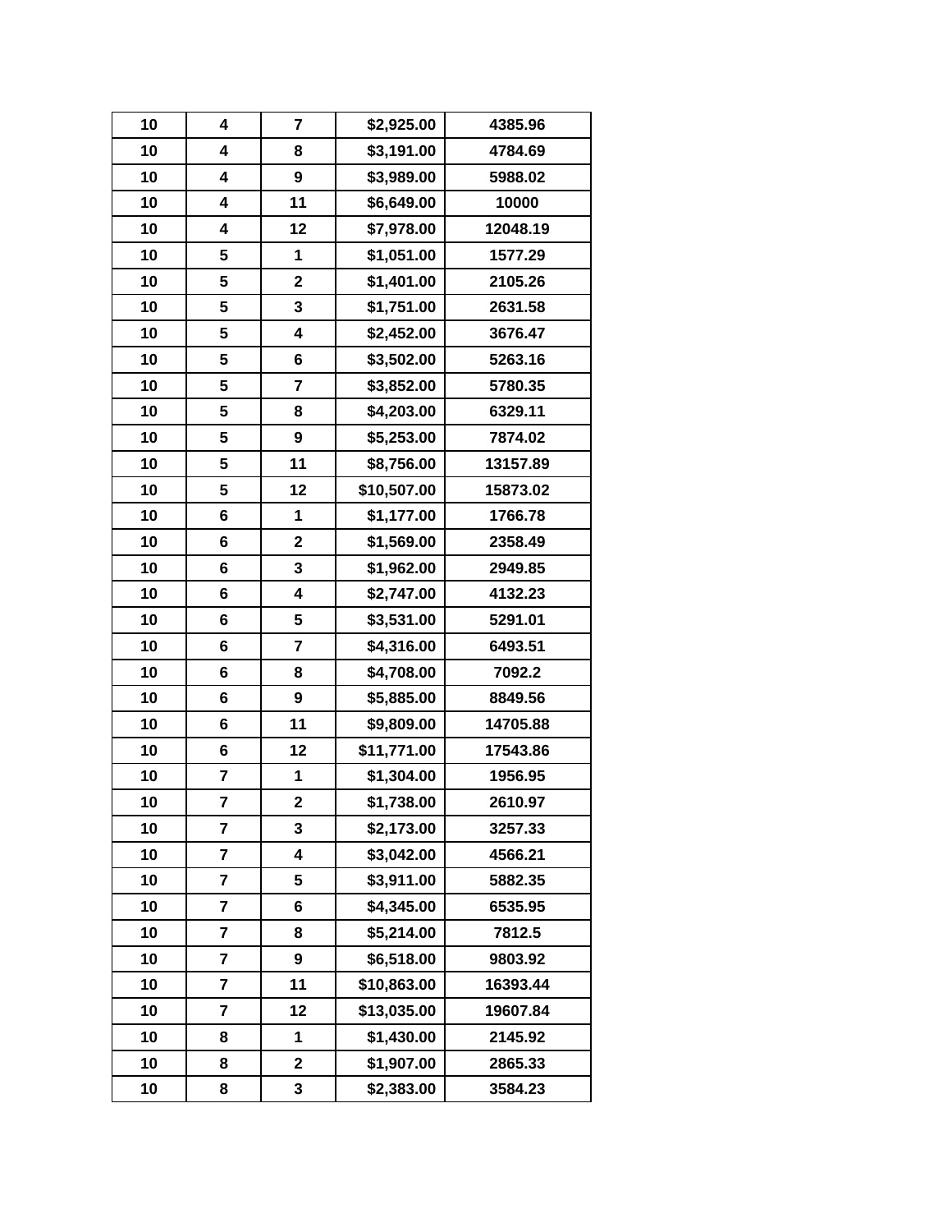| 10 | 4 | 7 | $2,925.00 | 4385.96 |
|---|---|---|---|---|
| 10 | 4 | 8 | $3,191.00 | 4784.69 |
| 10 | 4 | 9 | $3,989.00 | 5988.02 |
| 10 | 4 | 11 | $6,649.00 | 10000 |
| 10 | 4 | 12 | $7,978.00 | 12048.19 |
| 10 | 5 | 1 | $1,051.00 | 1577.29 |
| 10 | 5 | 2 | $1,401.00 | 2105.26 |
| 10 | 5 | 3 | $1,751.00 | 2631.58 |
| 10 | 5 | 4 | $2,452.00 | 3676.47 |
| 10 | 5 | 6 | $3,502.00 | 5263.16 |
| 10 | 5 | 7 | $3,852.00 | 5780.35 |
| 10 | 5 | 8 | $4,203.00 | 6329.11 |
| 10 | 5 | 9 | $5,253.00 | 7874.02 |
| 10 | 5 | 11 | $8,756.00 | 13157.89 |
| 10 | 5 | 12 | $10,507.00 | 15873.02 |
| 10 | 6 | 1 | $1,177.00 | 1766.78 |
| 10 | 6 | 2 | $1,569.00 | 2358.49 |
| 10 | 6 | 3 | $1,962.00 | 2949.85 |
| 10 | 6 | 4 | $2,747.00 | 4132.23 |
| 10 | 6 | 5 | $3,531.00 | 5291.01 |
| 10 | 6 | 7 | $4,316.00 | 6493.51 |
| 10 | 6 | 8 | $4,708.00 | 7092.2 |
| 10 | 6 | 9 | $5,885.00 | 8849.56 |
| 10 | 6 | 11 | $9,809.00 | 14705.88 |
| 10 | 6 | 12 | $11,771.00 | 17543.86 |
| 10 | 7 | 1 | $1,304.00 | 1956.95 |
| 10 | 7 | 2 | $1,738.00 | 2610.97 |
| 10 | 7 | 3 | $2,173.00 | 3257.33 |
| 10 | 7 | 4 | $3,042.00 | 4566.21 |
| 10 | 7 | 5 | $3,911.00 | 5882.35 |
| 10 | 7 | 6 | $4,345.00 | 6535.95 |
| 10 | 7 | 8 | $5,214.00 | 7812.5 |
| 10 | 7 | 9 | $6,518.00 | 9803.92 |
| 10 | 7 | 11 | $10,863.00 | 16393.44 |
| 10 | 7 | 12 | $13,035.00 | 19607.84 |
| 10 | 8 | 1 | $1,430.00 | 2145.92 |
| 10 | 8 | 2 | $1,907.00 | 2865.33 |
| 10 | 8 | 3 | $2,383.00 | 3584.23 |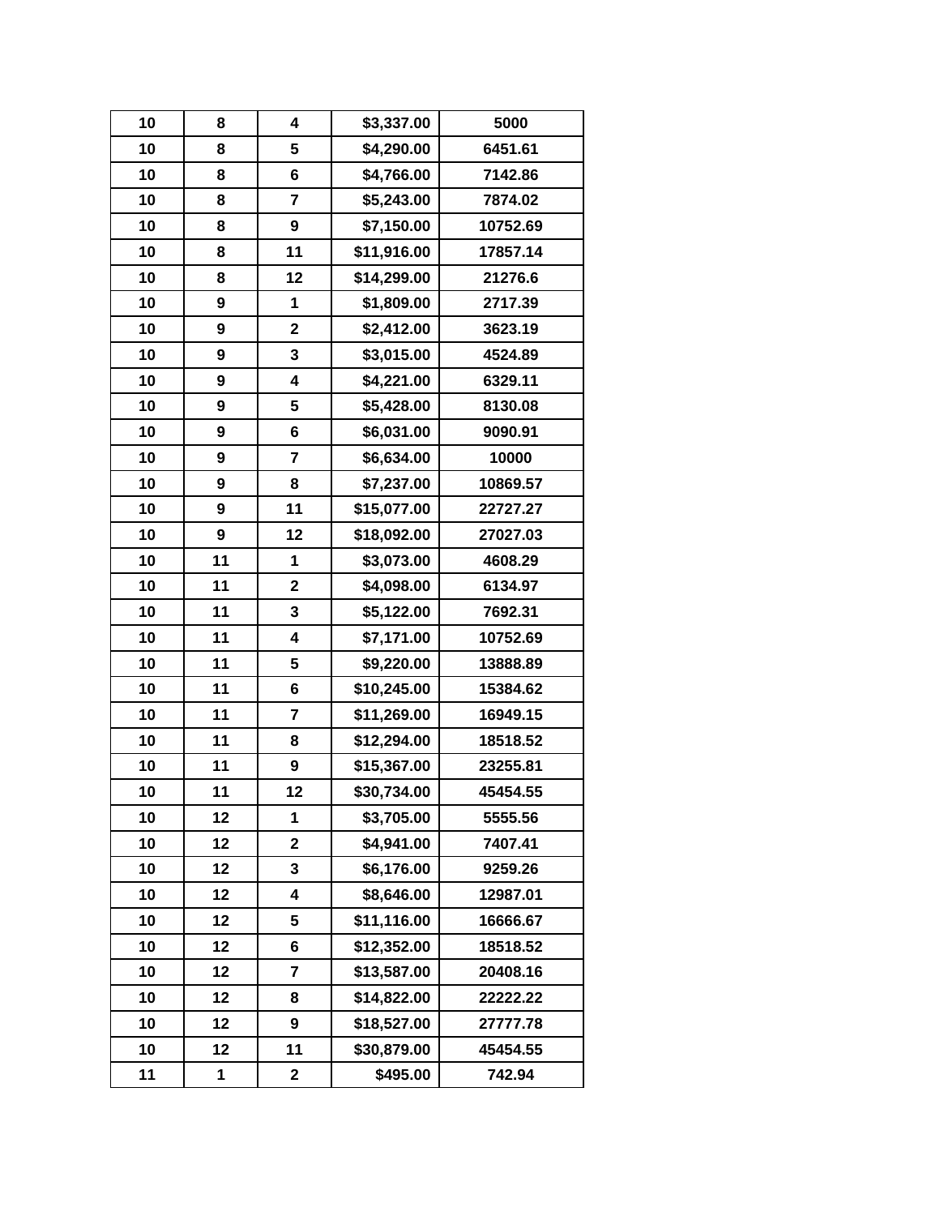| 10 | 8 | 4 | $3,337.00 | 5000 |
|---|---|---|---|---|
| 10 | 8 | 5 | $4,290.00 | 6451.61 |
| 10 | 8 | 6 | $4,766.00 | 7142.86 |
| 10 | 8 | 7 | $5,243.00 | 7874.02 |
| 10 | 8 | 9 | $7,150.00 | 10752.69 |
| 10 | 8 | 11 | $11,916.00 | 17857.14 |
| 10 | 8 | 12 | $14,299.00 | 21276.6 |
| 10 | 9 | 1 | $1,809.00 | 2717.39 |
| 10 | 9 | 2 | $2,412.00 | 3623.19 |
| 10 | 9 | 3 | $3,015.00 | 4524.89 |
| 10 | 9 | 4 | $4,221.00 | 6329.11 |
| 10 | 9 | 5 | $5,428.00 | 8130.08 |
| 10 | 9 | 6 | $6,031.00 | 9090.91 |
| 10 | 9 | 7 | $6,634.00 | 10000 |
| 10 | 9 | 8 | $7,237.00 | 10869.57 |
| 10 | 9 | 11 | $15,077.00 | 22727.27 |
| 10 | 9 | 12 | $18,092.00 | 27027.03 |
| 10 | 11 | 1 | $3,073.00 | 4608.29 |
| 10 | 11 | 2 | $4,098.00 | 6134.97 |
| 10 | 11 | 3 | $5,122.00 | 7692.31 |
| 10 | 11 | 4 | $7,171.00 | 10752.69 |
| 10 | 11 | 5 | $9,220.00 | 13888.89 |
| 10 | 11 | 6 | $10,245.00 | 15384.62 |
| 10 | 11 | 7 | $11,269.00 | 16949.15 |
| 10 | 11 | 8 | $12,294.00 | 18518.52 |
| 10 | 11 | 9 | $15,367.00 | 23255.81 |
| 10 | 11 | 12 | $30,734.00 | 45454.55 |
| 10 | 12 | 1 | $3,705.00 | 5555.56 |
| 10 | 12 | 2 | $4,941.00 | 7407.41 |
| 10 | 12 | 3 | $6,176.00 | 9259.26 |
| 10 | 12 | 4 | $8,646.00 | 12987.01 |
| 10 | 12 | 5 | $11,116.00 | 16666.67 |
| 10 | 12 | 6 | $12,352.00 | 18518.52 |
| 10 | 12 | 7 | $13,587.00 | 20408.16 |
| 10 | 12 | 8 | $14,822.00 | 22222.22 |
| 10 | 12 | 9 | $18,527.00 | 27777.78 |
| 10 | 12 | 11 | $30,879.00 | 45454.55 |
| 11 | 1 | 2 | $495.00 | 742.94 |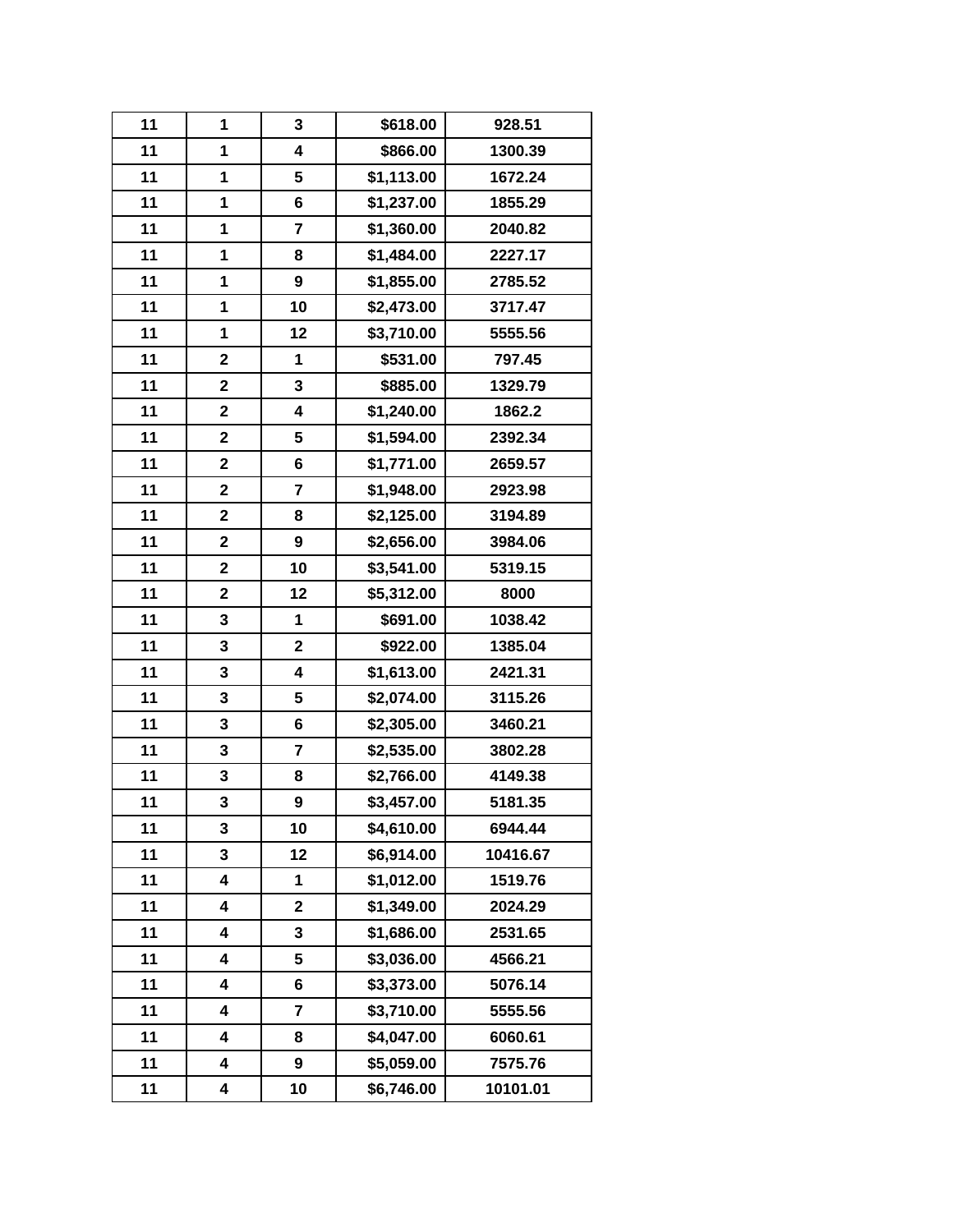| | | | | |
|---|---|---|---|---|
| 11 | 1 | 3 | $618.00 | 928.51 |
| 11 | 1 | 4 | $866.00 | 1300.39 |
| 11 | 1 | 5 | $1,113.00 | 1672.24 |
| 11 | 1 | 6 | $1,237.00 | 1855.29 |
| 11 | 1 | 7 | $1,360.00 | 2040.82 |
| 11 | 1 | 8 | $1,484.00 | 2227.17 |
| 11 | 1 | 9 | $1,855.00 | 2785.52 |
| 11 | 1 | 10 | $2,473.00 | 3717.47 |
| 11 | 1 | 12 | $3,710.00 | 5555.56 |
| 11 | 2 | 1 | $531.00 | 797.45 |
| 11 | 2 | 3 | $885.00 | 1329.79 |
| 11 | 2 | 4 | $1,240.00 | 1862.2 |
| 11 | 2 | 5 | $1,594.00 | 2392.34 |
| 11 | 2 | 6 | $1,771.00 | 2659.57 |
| 11 | 2 | 7 | $1,948.00 | 2923.98 |
| 11 | 2 | 8 | $2,125.00 | 3194.89 |
| 11 | 2 | 9 | $2,656.00 | 3984.06 |
| 11 | 2 | 10 | $3,541.00 | 5319.15 |
| 11 | 2 | 12 | $5,312.00 | 8000 |
| 11 | 3 | 1 | $691.00 | 1038.42 |
| 11 | 3 | 2 | $922.00 | 1385.04 |
| 11 | 3 | 4 | $1,613.00 | 2421.31 |
| 11 | 3 | 5 | $2,074.00 | 3115.26 |
| 11 | 3 | 6 | $2,305.00 | 3460.21 |
| 11 | 3 | 7 | $2,535.00 | 3802.28 |
| 11 | 3 | 8 | $2,766.00 | 4149.38 |
| 11 | 3 | 9 | $3,457.00 | 5181.35 |
| 11 | 3 | 10 | $4,610.00 | 6944.44 |
| 11 | 3 | 12 | $6,914.00 | 10416.67 |
| 11 | 4 | 1 | $1,012.00 | 1519.76 |
| 11 | 4 | 2 | $1,349.00 | 2024.29 |
| 11 | 4 | 3 | $1,686.00 | 2531.65 |
| 11 | 4 | 5 | $3,036.00 | 4566.21 |
| 11 | 4 | 6 | $3,373.00 | 5076.14 |
| 11 | 4 | 7 | $3,710.00 | 5555.56 |
| 11 | 4 | 8 | $4,047.00 | 6060.61 |
| 11 | 4 | 9 | $5,059.00 | 7575.76 |
| 11 | 4 | 10 | $6,746.00 | 10101.01 |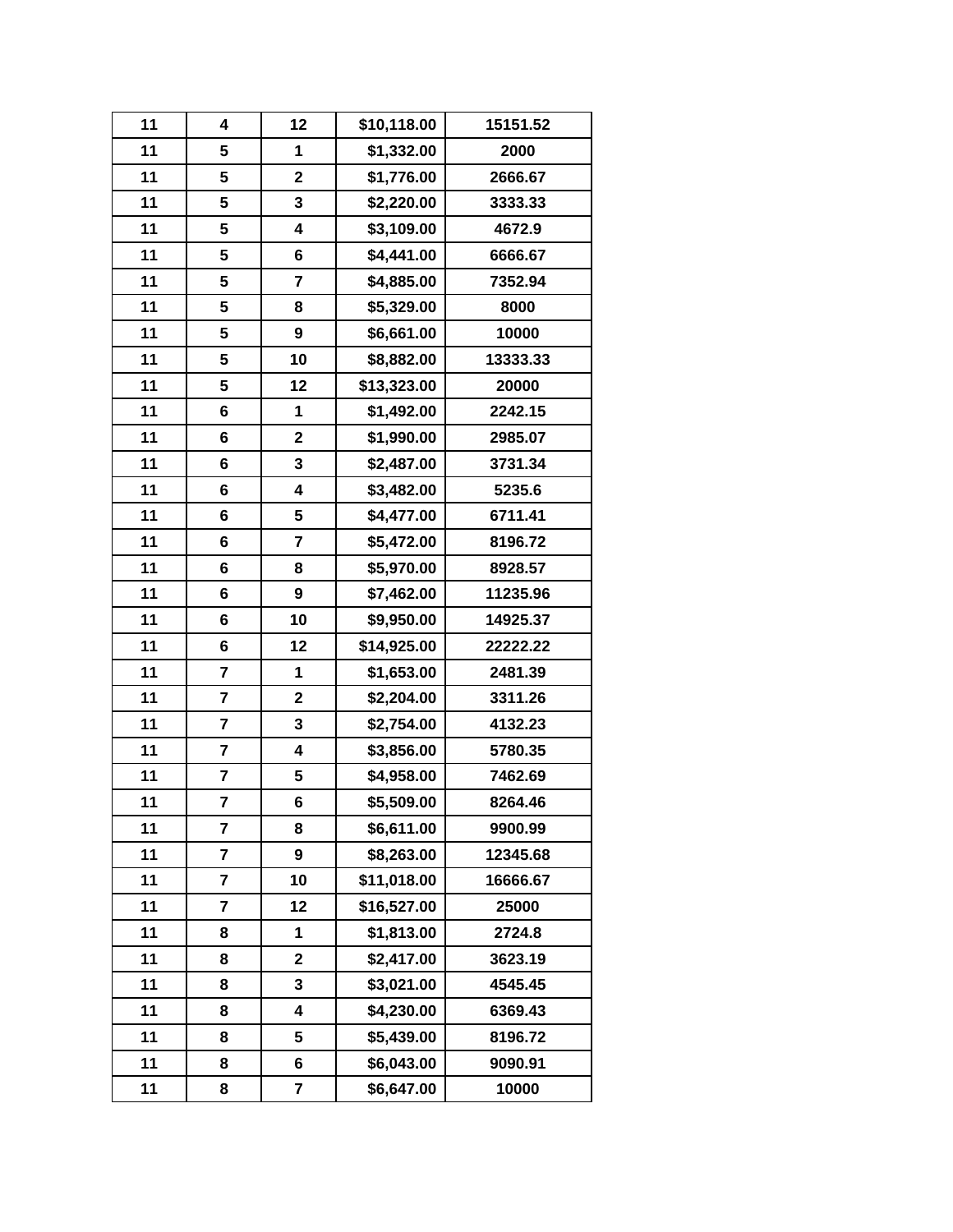| 11 | 4 | 12 | $10,118.00 | 15151.52 |
|---|---|---|---|---|
| 11 | 5 | 1 | $1,332.00 | 2000 |
| 11 | 5 | 2 | $1,776.00 | 2666.67 |
| 11 | 5 | 3 | $2,220.00 | 3333.33 |
| 11 | 5 | 4 | $3,109.00 | 4672.9 |
| 11 | 5 | 6 | $4,441.00 | 6666.67 |
| 11 | 5 | 7 | $4,885.00 | 7352.94 |
| 11 | 5 | 8 | $5,329.00 | 8000 |
| 11 | 5 | 9 | $6,661.00 | 10000 |
| 11 | 5 | 10 | $8,882.00 | 13333.33 |
| 11 | 5 | 12 | $13,323.00 | 20000 |
| 11 | 6 | 1 | $1,492.00 | 2242.15 |
| 11 | 6 | 2 | $1,990.00 | 2985.07 |
| 11 | 6 | 3 | $2,487.00 | 3731.34 |
| 11 | 6 | 4 | $3,482.00 | 5235.6 |
| 11 | 6 | 5 | $4,477.00 | 6711.41 |
| 11 | 6 | 7 | $5,472.00 | 8196.72 |
| 11 | 6 | 8 | $5,970.00 | 8928.57 |
| 11 | 6 | 9 | $7,462.00 | 11235.96 |
| 11 | 6 | 10 | $9,950.00 | 14925.37 |
| 11 | 6 | 12 | $14,925.00 | 22222.22 |
| 11 | 7 | 1 | $1,653.00 | 2481.39 |
| 11 | 7 | 2 | $2,204.00 | 3311.26 |
| 11 | 7 | 3 | $2,754.00 | 4132.23 |
| 11 | 7 | 4 | $3,856.00 | 5780.35 |
| 11 | 7 | 5 | $4,958.00 | 7462.69 |
| 11 | 7 | 6 | $5,509.00 | 8264.46 |
| 11 | 7 | 8 | $6,611.00 | 9900.99 |
| 11 | 7 | 9 | $8,263.00 | 12345.68 |
| 11 | 7 | 10 | $11,018.00 | 16666.67 |
| 11 | 7 | 12 | $16,527.00 | 25000 |
| 11 | 8 | 1 | $1,813.00 | 2724.8 |
| 11 | 8 | 2 | $2,417.00 | 3623.19 |
| 11 | 8 | 3 | $3,021.00 | 4545.45 |
| 11 | 8 | 4 | $4,230.00 | 6369.43 |
| 11 | 8 | 5 | $5,439.00 | 8196.72 |
| 11 | 8 | 6 | $6,043.00 | 9090.91 |
| 11 | 8 | 7 | $6,647.00 | 10000 |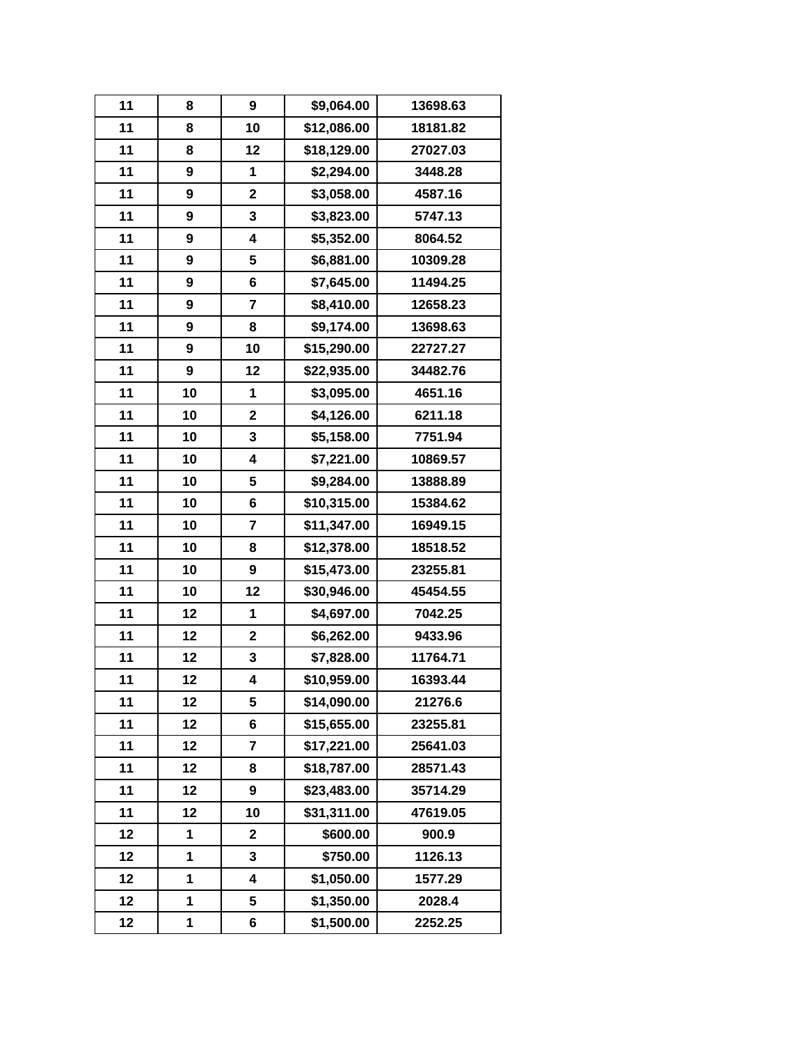| 11 | 8 | 9 | $9,064.00 | 13698.63 |
|---|---|---|---|---|
| 11 | 8 | 10 | $12,086.00 | 18181.82 |
| 11 | 8 | 12 | $18,129.00 | 27027.03 |
| 11 | 9 | 1 | $2,294.00 | 3448.28 |
| 11 | 9 | 2 | $3,058.00 | 4587.16 |
| 11 | 9 | 3 | $3,823.00 | 5747.13 |
| 11 | 9 | 4 | $5,352.00 | 8064.52 |
| 11 | 9 | 5 | $6,881.00 | 10309.28 |
| 11 | 9 | 6 | $7,645.00 | 11494.25 |
| 11 | 9 | 7 | $8,410.00 | 12658.23 |
| 11 | 9 | 8 | $9,174.00 | 13698.63 |
| 11 | 9 | 10 | $15,290.00 | 22727.27 |
| 11 | 9 | 12 | $22,935.00 | 34482.76 |
| 11 | 10 | 1 | $3,095.00 | 4651.16 |
| 11 | 10 | 2 | $4,126.00 | 6211.18 |
| 11 | 10 | 3 | $5,158.00 | 7751.94 |
| 11 | 10 | 4 | $7,221.00 | 10869.57 |
| 11 | 10 | 5 | $9,284.00 | 13888.89 |
| 11 | 10 | 6 | $10,315.00 | 15384.62 |
| 11 | 10 | 7 | $11,347.00 | 16949.15 |
| 11 | 10 | 8 | $12,378.00 | 18518.52 |
| 11 | 10 | 9 | $15,473.00 | 23255.81 |
| 11 | 10 | 12 | $30,946.00 | 45454.55 |
| 11 | 12 | 1 | $4,697.00 | 7042.25 |
| 11 | 12 | 2 | $6,262.00 | 9433.96 |
| 11 | 12 | 3 | $7,828.00 | 11764.71 |
| 11 | 12 | 4 | $10,959.00 | 16393.44 |
| 11 | 12 | 5 | $14,090.00 | 21276.6 |
| 11 | 12 | 6 | $15,655.00 | 23255.81 |
| 11 | 12 | 7 | $17,221.00 | 25641.03 |
| 11 | 12 | 8 | $18,787.00 | 28571.43 |
| 11 | 12 | 9 | $23,483.00 | 35714.29 |
| 11 | 12 | 10 | $31,311.00 | 47619.05 |
| 12 | 1 | 2 | $600.00 | 900.9 |
| 12 | 1 | 3 | $750.00 | 1126.13 |
| 12 | 1 | 4 | $1,050.00 | 1577.29 |
| 12 | 1 | 5 | $1,350.00 | 2028.4 |
| 12 | 1 | 6 | $1,500.00 | 2252.25 |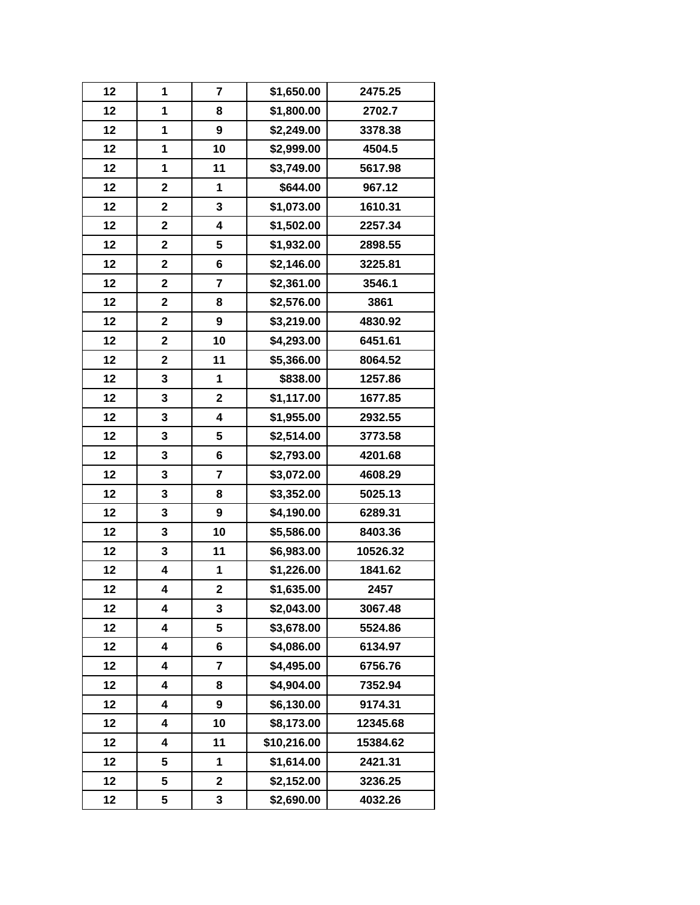| | | | | |
|---|---|---|---|---|
| 12 | 1 | 7 | $1,650.00 | 2475.25 |
| 12 | 1 | 8 | $1,800.00 | 2702.7 |
| 12 | 1 | 9 | $2,249.00 | 3378.38 |
| 12 | 1 | 10 | $2,999.00 | 4504.5 |
| 12 | 1 | 11 | $3,749.00 | 5617.98 |
| 12 | 2 | 1 | $644.00 | 967.12 |
| 12 | 2 | 3 | $1,073.00 | 1610.31 |
| 12 | 2 | 4 | $1,502.00 | 2257.34 |
| 12 | 2 | 5 | $1,932.00 | 2898.55 |
| 12 | 2 | 6 | $2,146.00 | 3225.81 |
| 12 | 2 | 7 | $2,361.00 | 3546.1 |
| 12 | 2 | 8 | $2,576.00 | 3861 |
| 12 | 2 | 9 | $3,219.00 | 4830.92 |
| 12 | 2 | 10 | $4,293.00 | 6451.61 |
| 12 | 2 | 11 | $5,366.00 | 8064.52 |
| 12 | 3 | 1 | $838.00 | 1257.86 |
| 12 | 3 | 2 | $1,117.00 | 1677.85 |
| 12 | 3 | 4 | $1,955.00 | 2932.55 |
| 12 | 3 | 5 | $2,514.00 | 3773.58 |
| 12 | 3 | 6 | $2,793.00 | 4201.68 |
| 12 | 3 | 7 | $3,072.00 | 4608.29 |
| 12 | 3 | 8 | $3,352.00 | 5025.13 |
| 12 | 3 | 9 | $4,190.00 | 6289.31 |
| 12 | 3 | 10 | $5,586.00 | 8403.36 |
| 12 | 3 | 11 | $6,983.00 | 10526.32 |
| 12 | 4 | 1 | $1,226.00 | 1841.62 |
| 12 | 4 | 2 | $1,635.00 | 2457 |
| 12 | 4 | 3 | $2,043.00 | 3067.48 |
| 12 | 4 | 5 | $3,678.00 | 5524.86 |
| 12 | 4 | 6 | $4,086.00 | 6134.97 |
| 12 | 4 | 7 | $4,495.00 | 6756.76 |
| 12 | 4 | 8 | $4,904.00 | 7352.94 |
| 12 | 4 | 9 | $6,130.00 | 9174.31 |
| 12 | 4 | 10 | $8,173.00 | 12345.68 |
| 12 | 4 | 11 | $10,216.00 | 15384.62 |
| 12 | 5 | 1 | $1,614.00 | 2421.31 |
| 12 | 5 | 2 | $2,152.00 | 3236.25 |
| 12 | 5 | 3 | $2,690.00 | 4032.26 |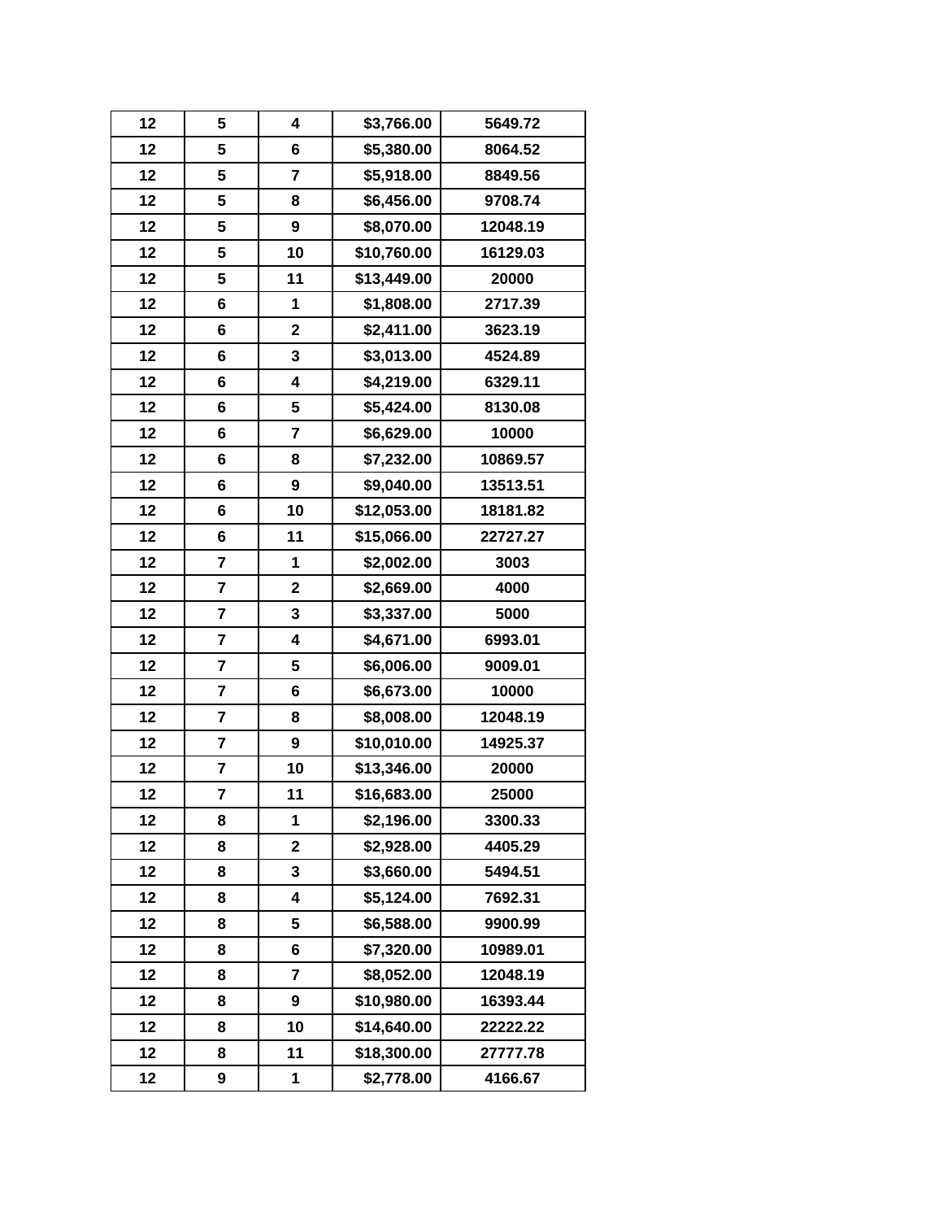| 12 | 5 | 4 | $3,766.00 | 5649.72 |
|---|---|---|---|---|
| 12 | 5 | 6 | $5,380.00 | 8064.52 |
| 12 | 5 | 7 | $5,918.00 | 8849.56 |
| 12 | 5 | 8 | $6,456.00 | 9708.74 |
| 12 | 5 | 9 | $8,070.00 | 12048.19 |
| 12 | 5 | 10 | $10,760.00 | 16129.03 |
| 12 | 5 | 11 | $13,449.00 | 20000 |
| 12 | 6 | 1 | $1,808.00 | 2717.39 |
| 12 | 6 | 2 | $2,411.00 | 3623.19 |
| 12 | 6 | 3 | $3,013.00 | 4524.89 |
| 12 | 6 | 4 | $4,219.00 | 6329.11 |
| 12 | 6 | 5 | $5,424.00 | 8130.08 |
| 12 | 6 | 7 | $6,629.00 | 10000 |
| 12 | 6 | 8 | $7,232.00 | 10869.57 |
| 12 | 6 | 9 | $9,040.00 | 13513.51 |
| 12 | 6 | 10 | $12,053.00 | 18181.82 |
| 12 | 6 | 11 | $15,066.00 | 22727.27 |
| 12 | 7 | 1 | $2,002.00 | 3003 |
| 12 | 7 | 2 | $2,669.00 | 4000 |
| 12 | 7 | 3 | $3,337.00 | 5000 |
| 12 | 7 | 4 | $4,671.00 | 6993.01 |
| 12 | 7 | 5 | $6,006.00 | 9009.01 |
| 12 | 7 | 6 | $6,673.00 | 10000 |
| 12 | 7 | 8 | $8,008.00 | 12048.19 |
| 12 | 7 | 9 | $10,010.00 | 14925.37 |
| 12 | 7 | 10 | $13,346.00 | 20000 |
| 12 | 7 | 11 | $16,683.00 | 25000 |
| 12 | 8 | 1 | $2,196.00 | 3300.33 |
| 12 | 8 | 2 | $2,928.00 | 4405.29 |
| 12 | 8 | 3 | $3,660.00 | 5494.51 |
| 12 | 8 | 4 | $5,124.00 | 7692.31 |
| 12 | 8 | 5 | $6,588.00 | 9900.99 |
| 12 | 8 | 6 | $7,320.00 | 10989.01 |
| 12 | 8 | 7 | $8,052.00 | 12048.19 |
| 12 | 8 | 9 | $10,980.00 | 16393.44 |
| 12 | 8 | 10 | $14,640.00 | 22222.22 |
| 12 | 8 | 11 | $18,300.00 | 27777.78 |
| 12 | 9 | 1 | $2,778.00 | 4166.67 |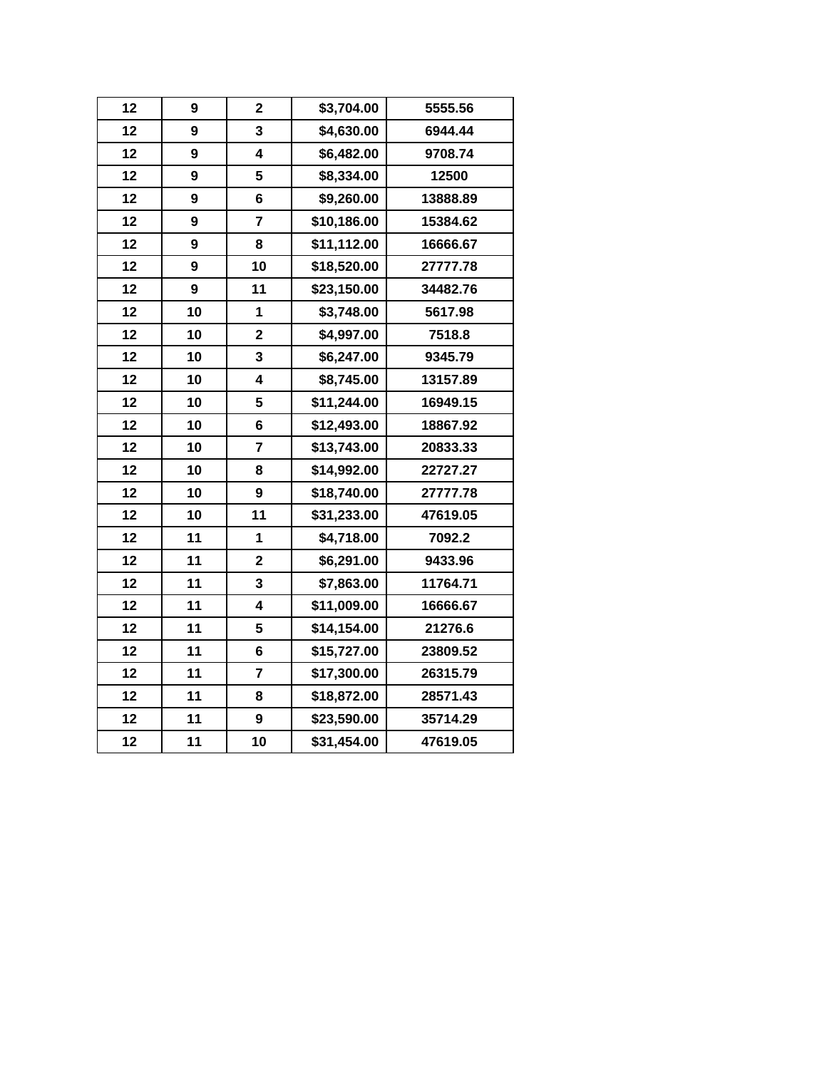| | | | | |
|---|---|---|---|---|
| 12 | 9 | 2 | $3,704.00 | 5555.56 |
| 12 | 9 | 3 | $4,630.00 | 6944.44 |
| 12 | 9 | 4 | $6,482.00 | 9708.74 |
| 12 | 9 | 5 | $8,334.00 | 12500 |
| 12 | 9 | 6 | $9,260.00 | 13888.89 |
| 12 | 9 | 7 | $10,186.00 | 15384.62 |
| 12 | 9 | 8 | $11,112.00 | 16666.67 |
| 12 | 9 | 10 | $18,520.00 | 27777.78 |
| 12 | 9 | 11 | $23,150.00 | 34482.76 |
| 12 | 10 | 1 | $3,748.00 | 5617.98 |
| 12 | 10 | 2 | $4,997.00 | 7518.8 |
| 12 | 10 | 3 | $6,247.00 | 9345.79 |
| 12 | 10 | 4 | $8,745.00 | 13157.89 |
| 12 | 10 | 5 | $11,244.00 | 16949.15 |
| 12 | 10 | 6 | $12,493.00 | 18867.92 |
| 12 | 10 | 7 | $13,743.00 | 20833.33 |
| 12 | 10 | 8 | $14,992.00 | 22727.27 |
| 12 | 10 | 9 | $18,740.00 | 27777.78 |
| 12 | 10 | 11 | $31,233.00 | 47619.05 |
| 12 | 11 | 1 | $4,718.00 | 7092.2 |
| 12 | 11 | 2 | $6,291.00 | 9433.96 |
| 12 | 11 | 3 | $7,863.00 | 11764.71 |
| 12 | 11 | 4 | $11,009.00 | 16666.67 |
| 12 | 11 | 5 | $14,154.00 | 21276.6 |
| 12 | 11 | 6 | $15,727.00 | 23809.52 |
| 12 | 11 | 7 | $17,300.00 | 26315.79 |
| 12 | 11 | 8 | $18,872.00 | 28571.43 |
| 12 | 11 | 9 | $23,590.00 | 35714.29 |
| 12 | 11 | 10 | $31,454.00 | 47619.05 |